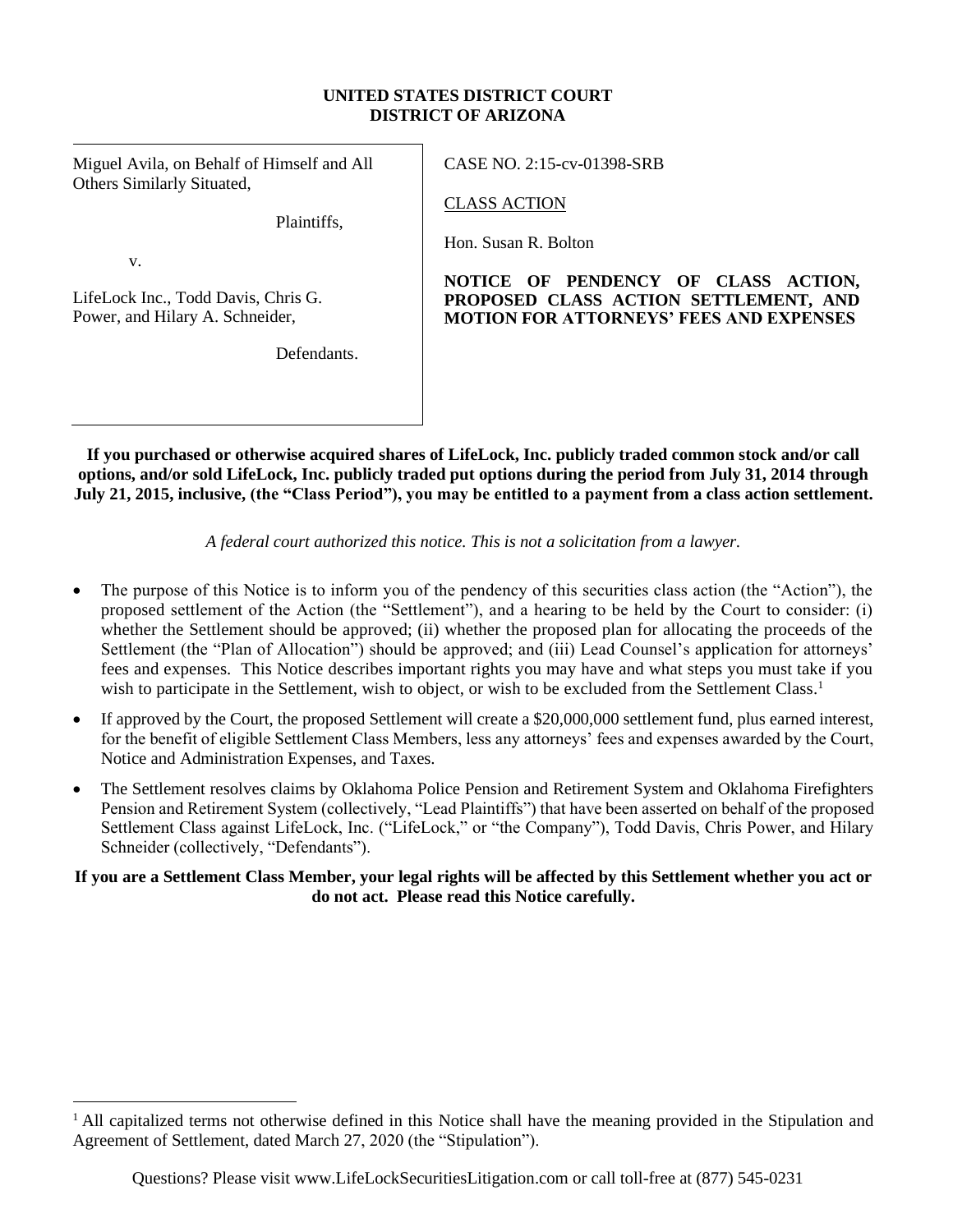**UNITED STATES DISTRICT COURT**
**DISTRICT OF ARIZONA**

| | |
|---|---|
| Miguel Avila, on Behalf of Himself and All Others Similarly Situated,<br><br>Plaintiffs,<br><br>v.<br><br>LifeLock Inc., Todd Davis, Chris G. Power, and Hilary A. Schneider,<br><br>Defendants. | CASE NO. 2:15-cv-01398-SRB<br><br>CLASS ACTION<br><br>Hon. Susan R. Bolton<br><br>**NOTICE OF PENDENCY OF CLASS ACTION, PROPOSED CLASS ACTION SETTLEMENT, AND MOTION FOR ATTORNEYS' FEES AND EXPENSES** |

**If you purchased or otherwise acquired shares of LifeLock, Inc. publicly traded common stock and/or call options, and/or sold LifeLock, Inc. publicly traded put options during the period from July 31, 2014 through July 21, 2015, inclusive, (the "Class Period"), you may be entitled to a payment from a class action settlement.**

*A federal court authorized this notice. This is not a solicitation from a lawyer.*

- The purpose of this Notice is to inform you of the pendency of this securities class action (the "Action"), the proposed settlement of the Action (the "Settlement"), and a hearing to be held by the Court to consider: (i) whether the Settlement should be approved; (ii) whether the proposed plan for allocating the proceeds of the Settlement (the "Plan of Allocation") should be approved; and (iii) Lead Counsel's application for attorneys' fees and expenses. This Notice describes important rights you may have and what steps you must take if you wish to participate in the Settlement, wish to object, or wish to be excluded from the Settlement Class.[1]
- If approved by the Court, the proposed Settlement will create a $20,000,000 settlement fund, plus earned interest, for the benefit of eligible Settlement Class Members, less any attorneys' fees and expenses awarded by the Court, Notice and Administration Expenses, and Taxes.
- The Settlement resolves claims by Oklahoma Police Pension and Retirement System and Oklahoma Firefighters Pension and Retirement System (collectively, "Lead Plaintiffs") that have been asserted on behalf of the proposed Settlement Class against LifeLock, Inc. ("LifeLock," or "the Company"), Todd Davis, Chris Power, and Hilary Schneider (collectively, "Defendants").

**If you are a Settlement Class Member, your legal rights will be affected by this Settlement whether you act or do not act. Please read this Notice carefully.**

[1] All capitalized terms not otherwise defined in this Notice shall have the meaning provided in the Stipulation and Agreement of Settlement, dated March 27, 2020 (the "Stipulation").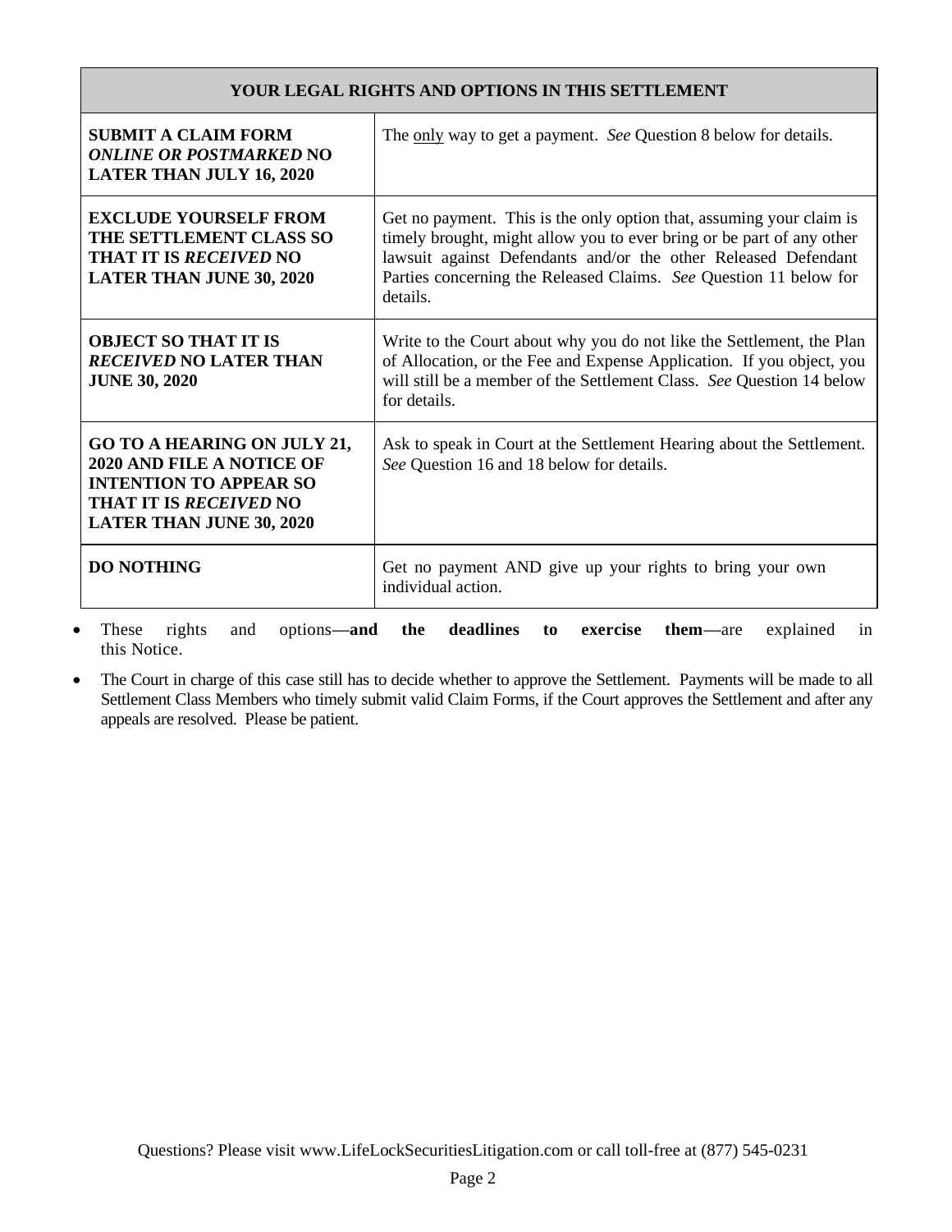| YOUR LEGAL RIGHTS AND OPTIONS IN THIS SETTLEMENT | |
|---|---|
| **SUBMIT A CLAIM FORM *ONLINE OR POSTMARKED* NO LATER THAN JULY 16, 2020** | The <u>only</u> way to get a payment. *See* Question 8 below for details. |
| **EXCLUDE YOURSELF FROM THE SETTLEMENT CLASS SO THAT IT IS *RECEIVED* NO LATER THAN JUNE 30, 2020** | Get no payment. This is the only option that, assuming your claim is timely brought, might allow you to ever bring or be part of any other lawsuit against Defendants and/or the other Released Defendant Parties concerning the Released Claims. *See* Question 11 below for details. |
| **OBJECT SO THAT IT IS *RECEIVED* NO LATER THAN JUNE 30, 2020** | Write to the Court about why you do not like the Settlement, the Plan of Allocation, or the Fee and Expense Application. If you object, you will still be a member of the Settlement Class. *See* Question 14 below for details. |
| **GO TO A HEARING ON JULY 21, 2020 AND FILE A NOTICE OF INTENTION TO APPEAR SO THAT IT IS *RECEIVED* NO LATER THAN JUNE 30, 2020** | Ask to speak in Court at the Settlement Hearing about the Settlement. *See* Question 16 and 18 below for details. |
| **DO NOTHING** | Get no payment AND give up your rights to bring your own individual action. |

- These rights and options**—and the deadlines to exercise them—**are explained in this Notice.
- The Court in charge of this case still has to decide whether to approve the Settlement. Payments will be made to all Settlement Class Members who timely submit valid Claim Forms, if the Court approves the Settlement and after any appeals are resolved. Please be patient.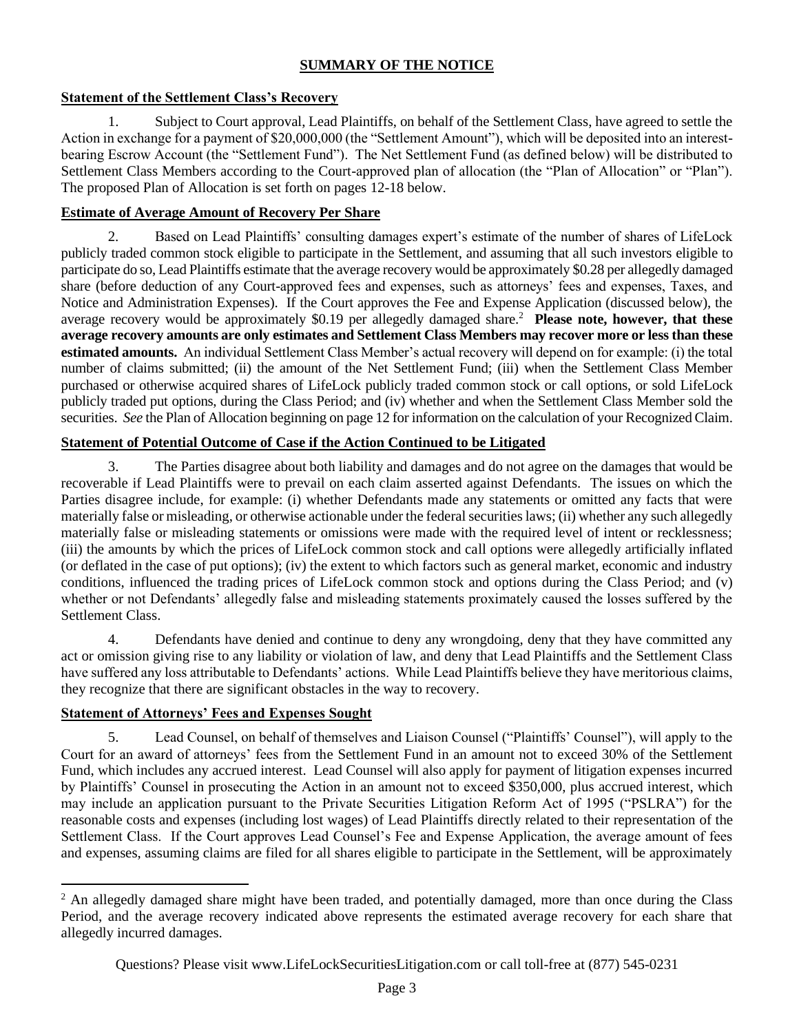## SUMMARY OF THE NOTICE

**Statement of the Settlement Class's Recovery**

1. Subject to Court approval, Lead Plaintiffs, on behalf of the Settlement Class, have agreed to settle the Action in exchange for a payment of $20,000,000 (the "Settlement Amount"), which will be deposited into an interest-bearing Escrow Account (the "Settlement Fund"). The Net Settlement Fund (as defined below) will be distributed to Settlement Class Members according to the Court-approved plan of allocation (the "Plan of Allocation" or "Plan"). The proposed Plan of Allocation is set forth on pages 12-18 below.

**Estimate of Average Amount of Recovery Per Share**

2. Based on Lead Plaintiffs' consulting damages expert's estimate of the number of shares of LifeLock publicly traded common stock eligible to participate in the Settlement, and assuming that all such investors eligible to participate do so, Lead Plaintiffs estimate that the average recovery would be approximately $0.28 per allegedly damaged share (before deduction of any Court-approved fees and expenses, such as attorneys' fees and expenses, Taxes, and Notice and Administration Expenses). If the Court approves the Fee and Expense Application (discussed below), the average recovery would be approximately $0.19 per allegedly damaged share.[2] **Please note, however, that these average recovery amounts are only estimates and Settlement Class Members may recover more or less than these estimated amounts.** An individual Settlement Class Member's actual recovery will depend on for example: (i) the total number of claims submitted; (ii) the amount of the Net Settlement Fund; (iii) when the Settlement Class Member purchased or otherwise acquired shares of LifeLock publicly traded common stock or call options, or sold LifeLock publicly traded put options, during the Class Period; and (iv) whether and when the Settlement Class Member sold the securities. *See* the Plan of Allocation beginning on page 12 for information on the calculation of your Recognized Claim.

**Statement of Potential Outcome of Case if the Action Continued to be Litigated**

3. The Parties disagree about both liability and damages and do not agree on the damages that would be recoverable if Lead Plaintiffs were to prevail on each claim asserted against Defendants. The issues on which the Parties disagree include, for example: (i) whether Defendants made any statements or omitted any facts that were materially false or misleading, or otherwise actionable under the federal securities laws; (ii) whether any such allegedly materially false or misleading statements or omissions were made with the required level of intent or recklessness; (iii) the amounts by which the prices of LifeLock common stock and call options were allegedly artificially inflated (or deflated in the case of put options); (iv) the extent to which factors such as general market, economic and industry conditions, influenced the trading prices of LifeLock common stock and options during the Class Period; and (v) whether or not Defendants' allegedly false and misleading statements proximately caused the losses suffered by the Settlement Class.

4. Defendants have denied and continue to deny any wrongdoing, deny that they have committed any act or omission giving rise to any liability or violation of law, and deny that Lead Plaintiffs and the Settlement Class have suffered any loss attributable to Defendants' actions. While Lead Plaintiffs believe they have meritorious claims, they recognize that there are significant obstacles in the way to recovery.

**Statement of Attorneys' Fees and Expenses Sought**

5. Lead Counsel, on behalf of themselves and Liaison Counsel ("Plaintiffs' Counsel"), will apply to the Court for an award of attorneys' fees from the Settlement Fund in an amount not to exceed 30% of the Settlement Fund, which includes any accrued interest. Lead Counsel will also apply for payment of litigation expenses incurred by Plaintiffs' Counsel in prosecuting the Action in an amount not to exceed $350,000, plus accrued interest, which may include an application pursuant to the Private Securities Litigation Reform Act of 1995 ("PSLRA") for the reasonable costs and expenses (including lost wages) of Lead Plaintiffs directly related to their representation of the Settlement Class. If the Court approves Lead Counsel's Fee and Expense Application, the average amount of fees and expenses, assuming claims are filed for all shares eligible to participate in the Settlement, will be approximately

[2] An allegedly damaged share might have been traded, and potentially damaged, more than once during the Class Period, and the average recovery indicated above represents the estimated average recovery for each share that allegedly incurred damages.

Questions? Please visit www.LifeLockSecuritiesLitigation.com or call toll-free at (877) 545-0231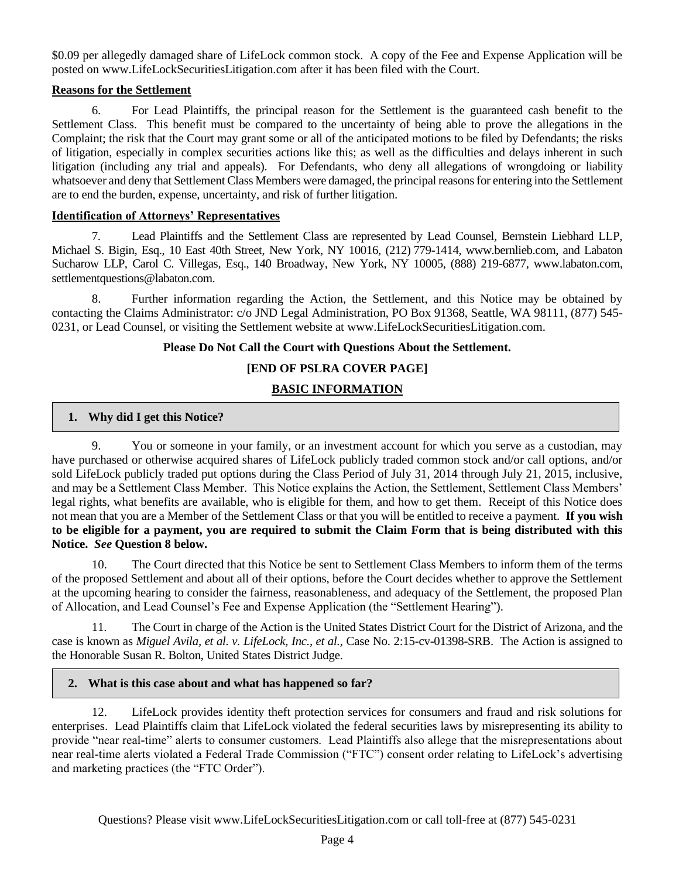$0.09 per allegedly damaged share of LifeLock common stock. A copy of the Fee and Expense Application will be posted on www.LifeLockSecuritiesLitigation.com after it has been filed with the Court.

**Reasons for the Settlement**

6. For Lead Plaintiffs, the principal reason for the Settlement is the guaranteed cash benefit to the Settlement Class. This benefit must be compared to the uncertainty of being able to prove the allegations in the Complaint; the risk that the Court may grant some or all of the anticipated motions to be filed by Defendants; the risks of litigation, especially in complex securities actions like this; as well as the difficulties and delays inherent in such litigation (including any trial and appeals). For Defendants, who deny all allegations of wrongdoing or liability whatsoever and deny that Settlement Class Members were damaged, the principal reasons for entering into the Settlement are to end the burden, expense, uncertainty, and risk of further litigation.

**Identification of Attorneys' Representatives**

7. Lead Plaintiffs and the Settlement Class are represented by Lead Counsel, Bernstein Liebhard LLP, Michael S. Bigin, Esq., 10 East 40th Street, New York, NY 10016, (212) 779-1414, www.bernlieb.com, and Labaton Sucharow LLP, Carol C. Villegas, Esq., 140 Broadway, New York, NY 10005, (888) 219-6877, www.labaton.com, settlementquestions@labaton.com.

8. Further information regarding the Action, the Settlement, and this Notice may be obtained by contacting the Claims Administrator: c/o JND Legal Administration, PO Box 91368, Seattle, WA 98111, (877) 545-0231, or Lead Counsel, or visiting the Settlement website at www.LifeLockSecuritiesLitigation.com.

**Please Do Not Call the Court with Questions About the Settlement.**

**[END OF PSLRA COVER PAGE]**

## BASIC INFORMATION

### 1. Why did I get this Notice?

9. You or someone in your family, or an investment account for which you serve as a custodian, may have purchased or otherwise acquired shares of LifeLock publicly traded common stock and/or call options, and/or sold LifeLock publicly traded put options during the Class Period of July 31, 2014 through July 21, 2015, inclusive, and may be a Settlement Class Member. This Notice explains the Action, the Settlement, Settlement Class Members' legal rights, what benefits are available, who is eligible for them, and how to get them. Receipt of this Notice does not mean that you are a Member of the Settlement Class or that you will be entitled to receive a payment. **If you wish to be eligible for a payment, you are required to submit the Claim Form that is being distributed with this Notice.** ***See*** **Question 8 below.**

10. The Court directed that this Notice be sent to Settlement Class Members to inform them of the terms of the proposed Settlement and about all of their options, before the Court decides whether to approve the Settlement at the upcoming hearing to consider the fairness, reasonableness, and adequacy of the Settlement, the proposed Plan of Allocation, and Lead Counsel's Fee and Expense Application (the "Settlement Hearing").

11. The Court in charge of the Action is the United States District Court for the District of Arizona, and the case is known as *Miguel Avila, et al. v. LifeLock, Inc., et al.,* Case No. 2:15-cv-01398-SRB. The Action is assigned to the Honorable Susan R. Bolton, United States District Judge.

### 2. What is this case about and what has happened so far?

12. LifeLock provides identity theft protection services for consumers and fraud and risk solutions for enterprises. Lead Plaintiffs claim that LifeLock violated the federal securities laws by misrepresenting its ability to provide "near real-time" alerts to consumer customers. Lead Plaintiffs also allege that the misrepresentations about near real-time alerts violated a Federal Trade Commission ("FTC") consent order relating to LifeLock's advertising and marketing practices (the "FTC Order").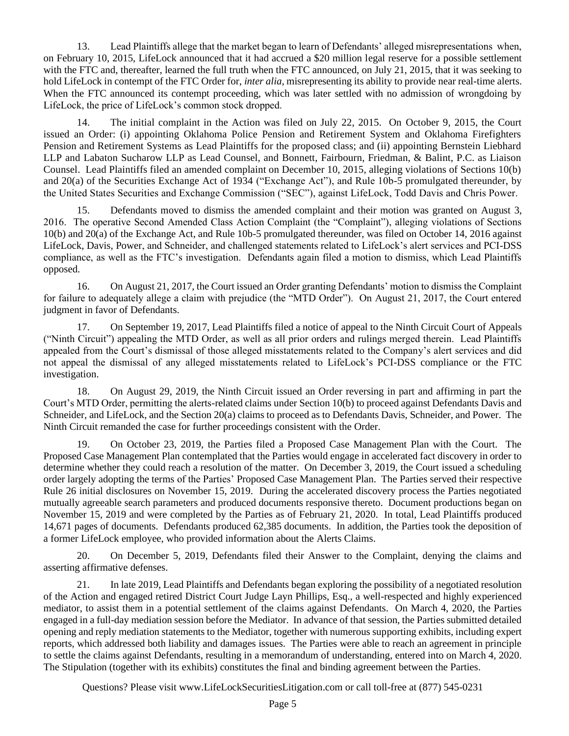13. Lead Plaintiffs allege that the market began to learn of Defendants' alleged misrepresentations when, on February 10, 2015, LifeLock announced that it had accrued a $20 million legal reserve for a possible settlement with the FTC and, thereafter, learned the full truth when the FTC announced, on July 21, 2015, that it was seeking to hold LifeLock in contempt of the FTC Order for, *inter alia*, misrepresenting its ability to provide near real-time alerts. When the FTC announced its contempt proceeding, which was later settled with no admission of wrongdoing by LifeLock, the price of LifeLock's common stock dropped.

14. The initial complaint in the Action was filed on July 22, 2015. On October 9, 2015, the Court issued an Order: (i) appointing Oklahoma Police Pension and Retirement System and Oklahoma Firefighters Pension and Retirement Systems as Lead Plaintiffs for the proposed class; and (ii) appointing Bernstein Liebhard LLP and Labaton Sucharow LLP as Lead Counsel, and Bonnett, Fairbourn, Friedman, & Balint, P.C. as Liaison Counsel. Lead Plaintiffs filed an amended complaint on December 10, 2015, alleging violations of Sections 10(b) and 20(a) of the Securities Exchange Act of 1934 ("Exchange Act"), and Rule 10b-5 promulgated thereunder, by the United States Securities and Exchange Commission ("SEC"), against LifeLock, Todd Davis and Chris Power.

15. Defendants moved to dismiss the amended complaint and their motion was granted on August 3, 2016. The operative Second Amended Class Action Complaint (the "Complaint"), alleging violations of Sections 10(b) and 20(a) of the Exchange Act, and Rule 10b-5 promulgated thereunder, was filed on October 14, 2016 against LifeLock, Davis, Power, and Schneider, and challenged statements related to LifeLock's alert services and PCI-DSS compliance, as well as the FTC's investigation. Defendants again filed a motion to dismiss, which Lead Plaintiffs opposed.

16. On August 21, 2017, the Court issued an Order granting Defendants' motion to dismiss the Complaint for failure to adequately allege a claim with prejudice (the "MTD Order"). On August 21, 2017, the Court entered judgment in favor of Defendants.

17. On September 19, 2017, Lead Plaintiffs filed a notice of appeal to the Ninth Circuit Court of Appeals ("Ninth Circuit") appealing the MTD Order, as well as all prior orders and rulings merged therein. Lead Plaintiffs appealed from the Court's dismissal of those alleged misstatements related to the Company's alert services and did not appeal the dismissal of any alleged misstatements related to LifeLock's PCI-DSS compliance or the FTC investigation.

18. On August 29, 2019, the Ninth Circuit issued an Order reversing in part and affirming in part the Court's MTD Order, permitting the alerts-related claims under Section 10(b) to proceed against Defendants Davis and Schneider, and LifeLock, and the Section 20(a) claims to proceed as to Defendants Davis, Schneider, and Power. The Ninth Circuit remanded the case for further proceedings consistent with the Order.

19. On October 23, 2019, the Parties filed a Proposed Case Management Plan with the Court. The Proposed Case Management Plan contemplated that the Parties would engage in accelerated fact discovery in order to determine whether they could reach a resolution of the matter. On December 3, 2019, the Court issued a scheduling order largely adopting the terms of the Parties' Proposed Case Management Plan. The Parties served their respective Rule 26 initial disclosures on November 15, 2019. During the accelerated discovery process the Parties negotiated mutually agreeable search parameters and produced documents responsive thereto. Document productions began on November 15, 2019 and were completed by the Parties as of February 21, 2020. In total, Lead Plaintiffs produced 14,671 pages of documents. Defendants produced 62,385 documents. In addition, the Parties took the deposition of a former LifeLock employee, who provided information about the Alerts Claims.

20. On December 5, 2019, Defendants filed their Answer to the Complaint, denying the claims and asserting affirmative defenses.

21. In late 2019, Lead Plaintiffs and Defendants began exploring the possibility of a negotiated resolution of the Action and engaged retired District Court Judge Layn Phillips, Esq., a well-respected and highly experienced mediator, to assist them in a potential settlement of the claims against Defendants. On March 4, 2020, the Parties engaged in a full-day mediation session before the Mediator. In advance of that session, the Parties submitted detailed opening and reply mediation statements to the Mediator, together with numerous supporting exhibits, including expert reports, which addressed both liability and damages issues. The Parties were able to reach an agreement in principle to settle the claims against Defendants, resulting in a memorandum of understanding, entered into on March 4, 2020. The Stipulation (together with its exhibits) constitutes the final and binding agreement between the Parties.

Questions? Please visit www.LifeLockSecuritiesLitigation.com or call toll-free at (877) 545-0231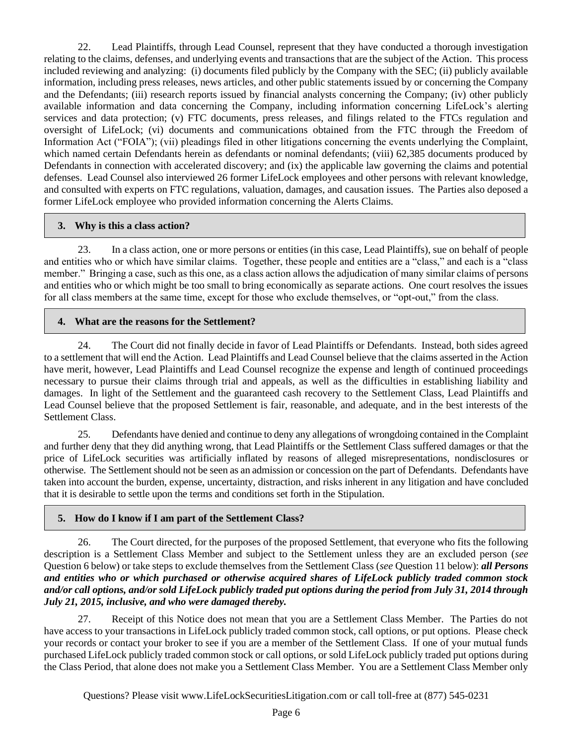22. Lead Plaintiffs, through Lead Counsel, represent that they have conducted a thorough investigation relating to the claims, defenses, and underlying events and transactions that are the subject of the Action. This process included reviewing and analyzing: (i) documents filed publicly by the Company with the SEC; (ii) publicly available information, including press releases, news articles, and other public statements issued by or concerning the Company and the Defendants; (iii) research reports issued by financial analysts concerning the Company; (iv) other publicly available information and data concerning the Company, including information concerning LifeLock's alerting services and data protection; (v) FTC documents, press releases, and filings related to the FTCs regulation and oversight of LifeLock; (vi) documents and communications obtained from the FTC through the Freedom of Information Act ("FOIA"); (vii) pleadings filed in other litigations concerning the events underlying the Complaint, which named certain Defendants herein as defendants or nominal defendants; (viii) 62,385 documents produced by Defendants in connection with accelerated discovery; and (ix) the applicable law governing the claims and potential defenses. Lead Counsel also interviewed 26 former LifeLock employees and other persons with relevant knowledge, and consulted with experts on FTC regulations, valuation, damages, and causation issues. The Parties also deposed a former LifeLock employee who provided information concerning the Alerts Claims.

### 3. Why is this a class action?

23. In a class action, one or more persons or entities (in this case, Lead Plaintiffs), sue on behalf of people and entities who or which have similar claims. Together, these people and entities are a "class," and each is a "class member." Bringing a case, such as this one, as a class action allows the adjudication of many similar claims of persons and entities who or which might be too small to bring economically as separate actions. One court resolves the issues for all class members at the same time, except for those who exclude themselves, or "opt-out," from the class.

### 4. What are the reasons for the Settlement?

24. The Court did not finally decide in favor of Lead Plaintiffs or Defendants. Instead, both sides agreed to a settlement that will end the Action. Lead Plaintiffs and Lead Counsel believe that the claims asserted in the Action have merit, however, Lead Plaintiffs and Lead Counsel recognize the expense and length of continued proceedings necessary to pursue their claims through trial and appeals, as well as the difficulties in establishing liability and damages. In light of the Settlement and the guaranteed cash recovery to the Settlement Class, Lead Plaintiffs and Lead Counsel believe that the proposed Settlement is fair, reasonable, and adequate, and in the best interests of the Settlement Class.

25. Defendants have denied and continue to deny any allegations of wrongdoing contained in the Complaint and further deny that they did anything wrong, that Lead Plaintiffs or the Settlement Class suffered damages or that the price of LifeLock securities was artificially inflated by reasons of alleged misrepresentations, nondisclosures or otherwise. The Settlement should not be seen as an admission or concession on the part of Defendants. Defendants have taken into account the burden, expense, uncertainty, distraction, and risks inherent in any litigation and have concluded that it is desirable to settle upon the terms and conditions set forth in the Stipulation.

### 5. How do I know if I am part of the Settlement Class?

26. The Court directed, for the purposes of the proposed Settlement, that everyone who fits the following description is a Settlement Class Member and subject to the Settlement unless they are an excluded person (*see* Question 6 below) or take steps to exclude themselves from the Settlement Class (*see* Question 11 below): ***all Persons and entities who or which purchased or otherwise acquired shares of LifeLock publicly traded common stock and/or call options, and/or sold LifeLock publicly traded put options during the period from July 31, 2014 through July 21, 2015, inclusive, and who were damaged thereby.***

27. Receipt of this Notice does not mean that you are a Settlement Class Member. The Parties do not have access to your transactions in LifeLock publicly traded common stock, call options, or put options. Please check your records or contact your broker to see if you are a member of the Settlement Class. If one of your mutual funds purchased LifeLock publicly traded common stock or call options, or sold LifeLock publicly traded put options during the Class Period, that alone does not make you a Settlement Class Member. You are a Settlement Class Member only

Questions? Please visit www.LifeLockSecuritiesLitigation.com or call toll-free at (877) 545-0231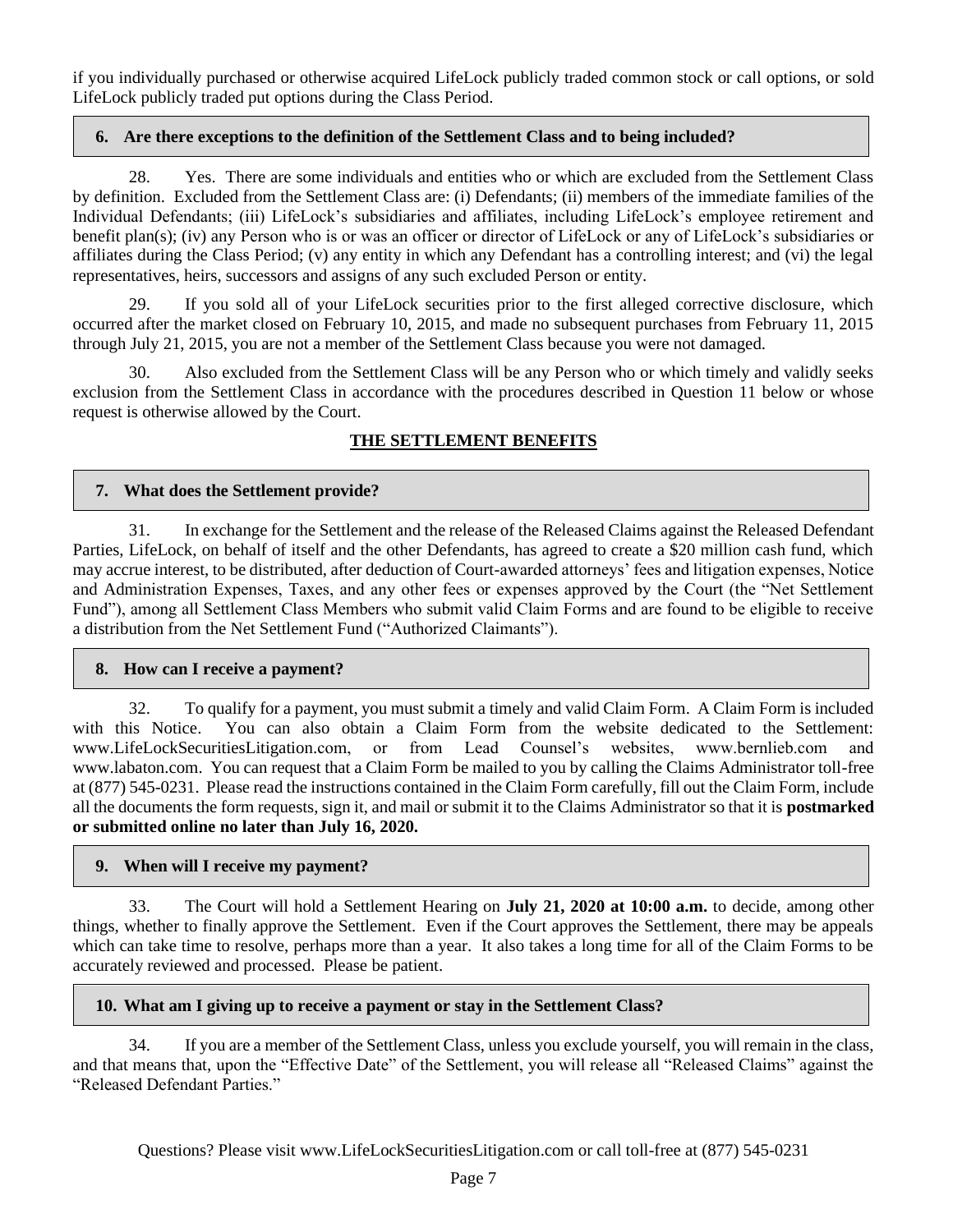if you individually purchased or otherwise acquired LifeLock publicly traded common stock or call options, or sold LifeLock publicly traded put options during the Class Period.

### 6. Are there exceptions to the definition of the Settlement Class and to being included?

28. Yes. There are some individuals and entities who or which are excluded from the Settlement Class by definition. Excluded from the Settlement Class are: (i) Defendants; (ii) members of the immediate families of the Individual Defendants; (iii) LifeLock's subsidiaries and affiliates, including LifeLock's employee retirement and benefit plan(s); (iv) any Person who is or was an officer or director of LifeLock or any of LifeLock's subsidiaries or affiliates during the Class Period; (v) any entity in which any Defendant has a controlling interest; and (vi) the legal representatives, heirs, successors and assigns of any such excluded Person or entity.

29. If you sold all of your LifeLock securities prior to the first alleged corrective disclosure, which occurred after the market closed on February 10, 2015, and made no subsequent purchases from February 11, 2015 through July 21, 2015, you are not a member of the Settlement Class because you were not damaged.

30. Also excluded from the Settlement Class will be any Person who or which timely and validly seeks exclusion from the Settlement Class in accordance with the procedures described in Question 11 below or whose request is otherwise allowed by the Court.

## THE SETTLEMENT BENEFITS

### 7. What does the Settlement provide?

31. In exchange for the Settlement and the release of the Released Claims against the Released Defendant Parties, LifeLock, on behalf of itself and the other Defendants, has agreed to create a $20 million cash fund, which may accrue interest, to be distributed, after deduction of Court-awarded attorneys' fees and litigation expenses, Notice and Administration Expenses, Taxes, and any other fees or expenses approved by the Court (the "Net Settlement Fund"), among all Settlement Class Members who submit valid Claim Forms and are found to be eligible to receive a distribution from the Net Settlement Fund ("Authorized Claimants").

### 8. How can I receive a payment?

32. To qualify for a payment, you must submit a timely and valid Claim Form. A Claim Form is included with this Notice. You can also obtain a Claim Form from the website dedicated to the Settlement: www.LifeLockSecuritiesLitigation.com, or from Lead Counsel's websites, www.bernlieb.com and www.labaton.com. You can request that a Claim Form be mailed to you by calling the Claims Administrator toll-free at (877) 545-0231. Please read the instructions contained in the Claim Form carefully, fill out the Claim Form, include all the documents the form requests, sign it, and mail or submit it to the Claims Administrator so that it is **postmarked or submitted online no later than July 16, 2020.**

### 9. When will I receive my payment?

33. The Court will hold a Settlement Hearing on **July 21, 2020 at 10:00 a.m.** to decide, among other things, whether to finally approve the Settlement. Even if the Court approves the Settlement, there may be appeals which can take time to resolve, perhaps more than a year. It also takes a long time for all of the Claim Forms to be accurately reviewed and processed. Please be patient.

### 10. What am I giving up to receive a payment or stay in the Settlement Class?

34. If you are a member of the Settlement Class, unless you exclude yourself, you will remain in the class, and that means that, upon the "Effective Date" of the Settlement, you will release all "Released Claims" against the "Released Defendant Parties."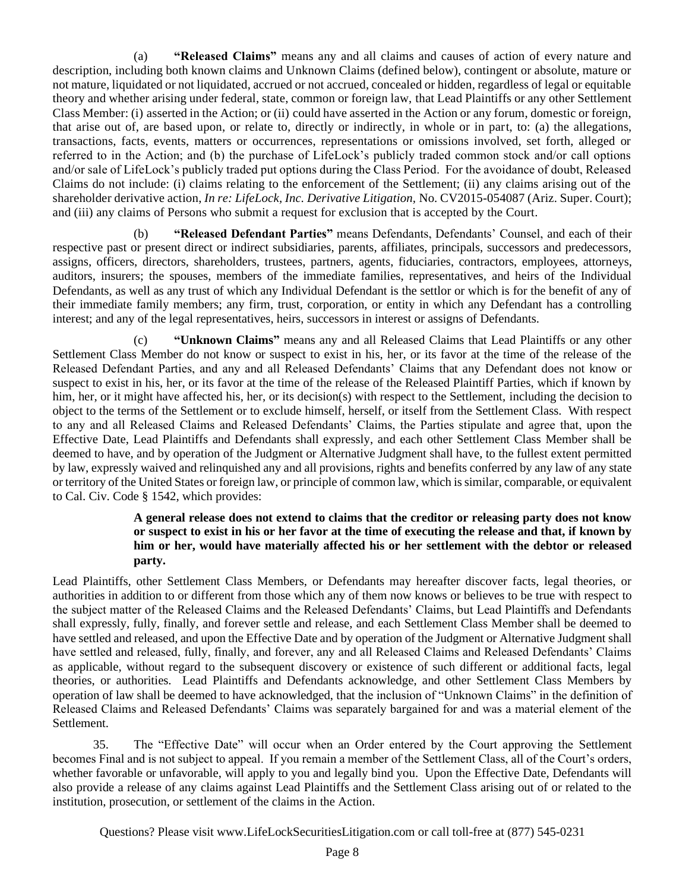(a) **"Released Claims"** means any and all claims and causes of action of every nature and description, including both known claims and Unknown Claims (defined below), contingent or absolute, mature or not mature, liquidated or not liquidated, accrued or not accrued, concealed or hidden, regardless of legal or equitable theory and whether arising under federal, state, common or foreign law, that Lead Plaintiffs or any other Settlement Class Member: (i) asserted in the Action; or (ii) could have asserted in the Action or any forum, domestic or foreign, that arise out of, are based upon, or relate to, directly or indirectly, in whole or in part, to: (a) the allegations, transactions, facts, events, matters or occurrences, representations or omissions involved, set forth, alleged or referred to in the Action; and (b) the purchase of LifeLock's publicly traded common stock and/or call options and/or sale of LifeLock's publicly traded put options during the Class Period. For the avoidance of doubt, Released Claims do not include: (i) claims relating to the enforcement of the Settlement; (ii) any claims arising out of the shareholder derivative action, *In re: LifeLock, Inc. Derivative Litigation*, No. CV2015-054087 (Ariz. Super. Court); and (iii) any claims of Persons who submit a request for exclusion that is accepted by the Court.

(b) **"Released Defendant Parties"** means Defendants, Defendants' Counsel, and each of their respective past or present direct or indirect subsidiaries, parents, affiliates, principals, successors and predecessors, assigns, officers, directors, shareholders, trustees, partners, agents, fiduciaries, contractors, employees, attorneys, auditors, insurers; the spouses, members of the immediate families, representatives, and heirs of the Individual Defendants, as well as any trust of which any Individual Defendant is the settlor or which is for the benefit of any of their immediate family members; any firm, trust, corporation, or entity in which any Defendant has a controlling interest; and any of the legal representatives, heirs, successors in interest or assigns of Defendants.

(c) **"Unknown Claims"** means any and all Released Claims that Lead Plaintiffs or any other Settlement Class Member do not know or suspect to exist in his, her, or its favor at the time of the release of the Released Defendant Parties, and any and all Released Defendants' Claims that any Defendant does not know or suspect to exist in his, her, or its favor at the time of the release of the Released Plaintiff Parties, which if known by him, her, or it might have affected his, her, or its decision(s) with respect to the Settlement, including the decision to object to the terms of the Settlement or to exclude himself, herself, or itself from the Settlement Class. With respect to any and all Released Claims and Released Defendants' Claims, the Parties stipulate and agree that, upon the Effective Date, Lead Plaintiffs and Defendants shall expressly, and each other Settlement Class Member shall be deemed to have, and by operation of the Judgment or Alternative Judgment shall have, to the fullest extent permitted by law, expressly waived and relinquished any and all provisions, rights and benefits conferred by any law of any state or territory of the United States or foreign law, or principle of common law, which is similar, comparable, or equivalent to Cal. Civ. Code § 1542, which provides:

> **A general release does not extend to claims that the creditor or releasing party does not know or suspect to exist in his or her favor at the time of executing the release and that, if known by him or her, would have materially affected his or her settlement with the debtor or released party.**

Lead Plaintiffs, other Settlement Class Members, or Defendants may hereafter discover facts, legal theories, or authorities in addition to or different from those which any of them now knows or believes to be true with respect to the subject matter of the Released Claims and the Released Defendants' Claims, but Lead Plaintiffs and Defendants shall expressly, fully, finally, and forever settle and release, and each Settlement Class Member shall be deemed to have settled and released, and upon the Effective Date and by operation of the Judgment or Alternative Judgment shall have settled and released, fully, finally, and forever, any and all Released Claims and Released Defendants' Claims as applicable, without regard to the subsequent discovery or existence of such different or additional facts, legal theories, or authorities. Lead Plaintiffs and Defendants acknowledge, and other Settlement Class Members by operation of law shall be deemed to have acknowledged, that the inclusion of "Unknown Claims" in the definition of Released Claims and Released Defendants' Claims was separately bargained for and was a material element of the Settlement.

35. The "Effective Date" will occur when an Order entered by the Court approving the Settlement becomes Final and is not subject to appeal. If you remain a member of the Settlement Class, all of the Court's orders, whether favorable or unfavorable, will apply to you and legally bind you. Upon the Effective Date, Defendants will also provide a release of any claims against Lead Plaintiffs and the Settlement Class arising out of or related to the institution, prosecution, or settlement of the claims in the Action.

Questions? Please visit www.LifeLockSecuritiesLitigation.com or call toll-free at (877) 545-0231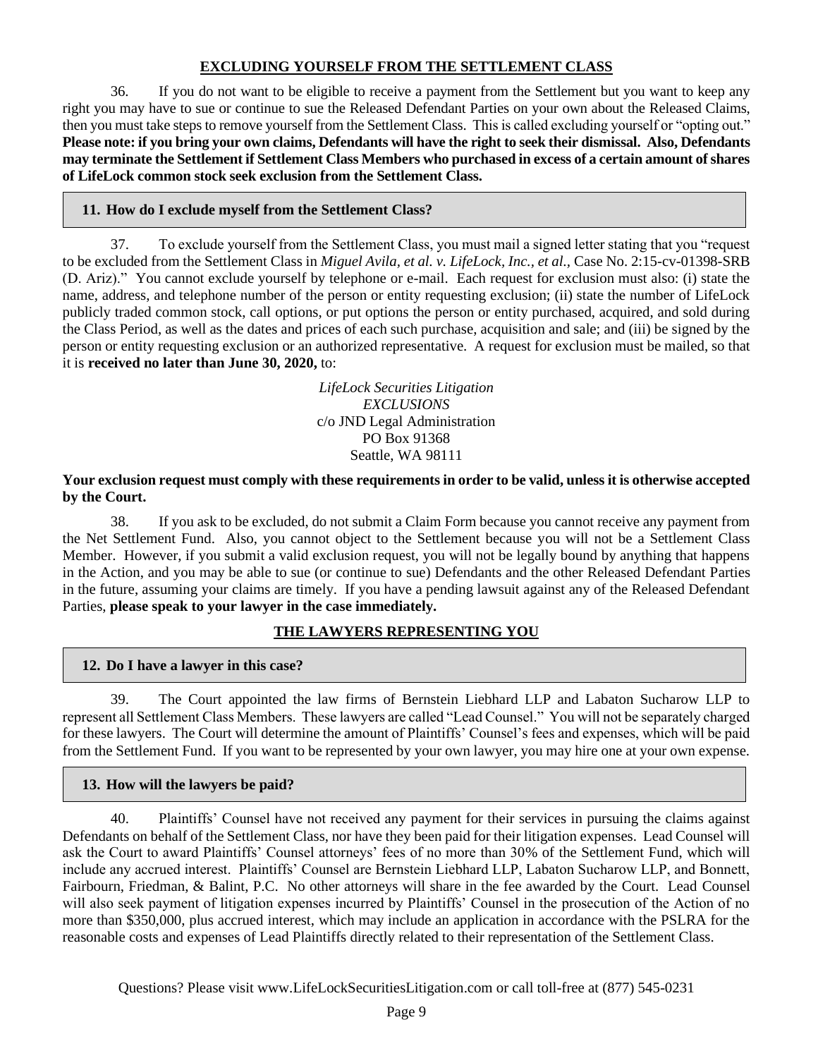## EXCLUDING YOURSELF FROM THE SETTLEMENT CLASS

36. If you do not want to be eligible to receive a payment from the Settlement but you want to keep any right you may have to sue or continue to sue the Released Defendant Parties on your own about the Released Claims, then you must take steps to remove yourself from the Settlement Class. This is called excluding yourself or "opting out." **Please note: if you bring your own claims, Defendants will have the right to seek their dismissal. Also, Defendants may terminate the Settlement if Settlement Class Members who purchased in excess of a certain amount of shares of LifeLock common stock seek exclusion from the Settlement Class.**

### 11. How do I exclude myself from the Settlement Class?

37. To exclude yourself from the Settlement Class, you must mail a signed letter stating that you "request to be excluded from the Settlement Class in *Miguel Avila, et al. v. LifeLock, Inc., et al.*, Case No. 2:15-cv-01398-SRB (D. Ariz)." You cannot exclude yourself by telephone or e-mail. Each request for exclusion must also: (i) state the name, address, and telephone number of the person or entity requesting exclusion; (ii) state the number of LifeLock publicly traded common stock, call options, or put options the person or entity purchased, acquired, and sold during the Class Period, as well as the dates and prices of each such purchase, acquisition and sale; and (iii) be signed by the person or entity requesting exclusion or an authorized representative. A request for exclusion must be mailed, so that it is **received no later than June 30, 2020,** to:

*LifeLock Securities Litigation*
*EXCLUSIONS*
c/o JND Legal Administration
PO Box 91368
Seattle, WA 98111

**Your exclusion request must comply with these requirements in order to be valid, unless it is otherwise accepted by the Court.**

38. If you ask to be excluded, do not submit a Claim Form because you cannot receive any payment from the Net Settlement Fund. Also, you cannot object to the Settlement because you will not be a Settlement Class Member. However, if you submit a valid exclusion request, you will not be legally bound by anything that happens in the Action, and you may be able to sue (or continue to sue) Defendants and the other Released Defendant Parties in the future, assuming your claims are timely. If you have a pending lawsuit against any of the Released Defendant Parties, **please speak to your lawyer in the case immediately.**

## THE LAWYERS REPRESENTING YOU

### 12. Do I have a lawyer in this case?

39. The Court appointed the law firms of Bernstein Liebhard LLP and Labaton Sucharow LLP to represent all Settlement Class Members. These lawyers are called "Lead Counsel." You will not be separately charged for these lawyers. The Court will determine the amount of Plaintiffs' Counsel's fees and expenses, which will be paid from the Settlement Fund. If you want to be represented by your own lawyer, you may hire one at your own expense.

### 13. How will the lawyers be paid?

40. Plaintiffs' Counsel have not received any payment for their services in pursuing the claims against Defendants on behalf of the Settlement Class, nor have they been paid for their litigation expenses. Lead Counsel will ask the Court to award Plaintiffs' Counsel attorneys' fees of no more than 30% of the Settlement Fund, which will include any accrued interest. Plaintiffs' Counsel are Bernstein Liebhard LLP, Labaton Sucharow LLP, and Bonnett, Fairbourn, Friedman, & Balint, P.C. No other attorneys will share in the fee awarded by the Court. Lead Counsel will also seek payment of litigation expenses incurred by Plaintiffs' Counsel in the prosecution of the Action of no more than $350,000, plus accrued interest, which may include an application in accordance with the PSLRA for the reasonable costs and expenses of Lead Plaintiffs directly related to their representation of the Settlement Class.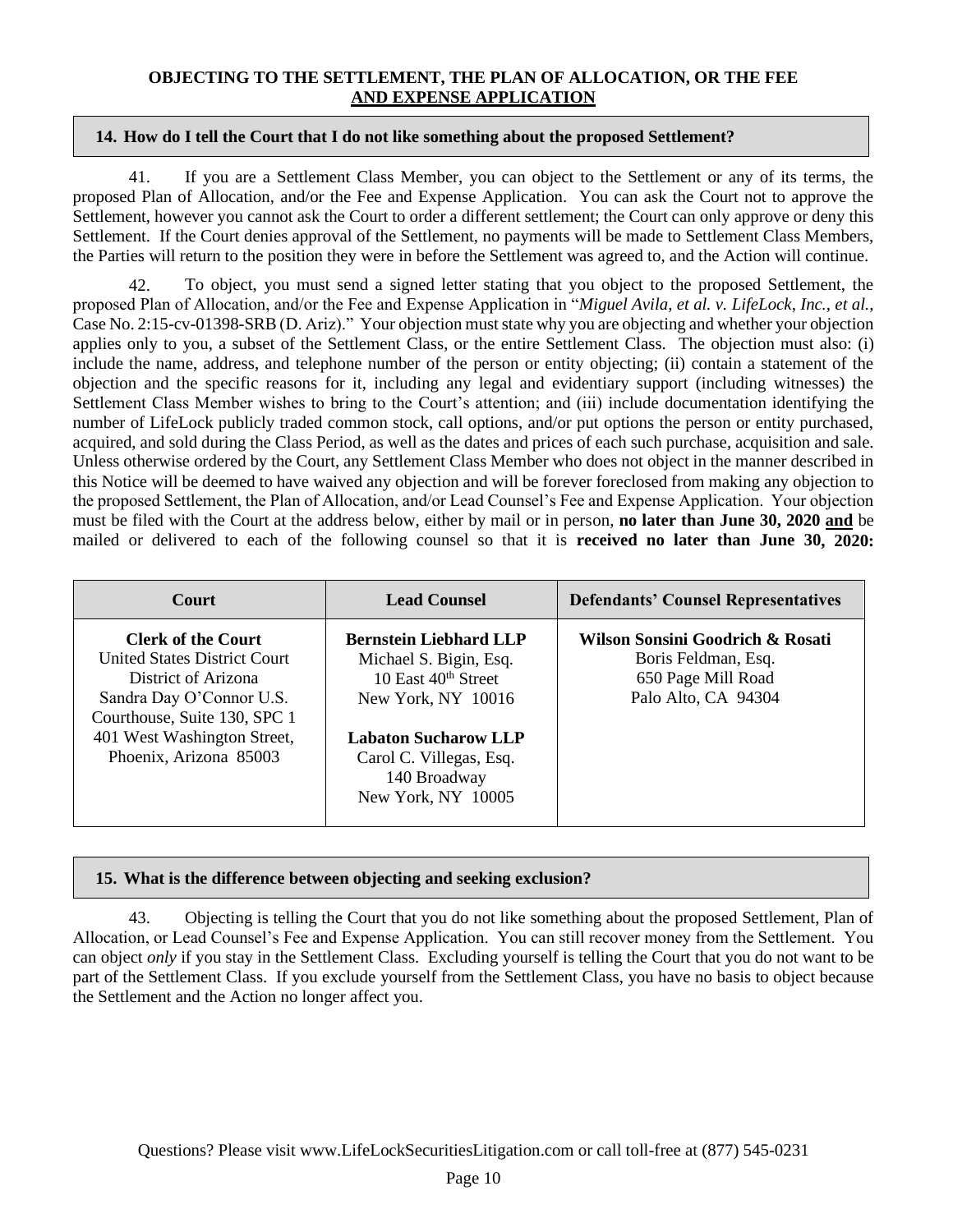## OBJECTING TO THE SETTLEMENT, THE PLAN OF ALLOCATION, OR THE FEE AND EXPENSE APPLICATION

### 14. How do I tell the Court that I do not like something about the proposed Settlement?

41. If you are a Settlement Class Member, you can object to the Settlement or any of its terms, the proposed Plan of Allocation, and/or the Fee and Expense Application. You can ask the Court not to approve the Settlement, however you cannot ask the Court to order a different settlement; the Court can only approve or deny this Settlement. If the Court denies approval of the Settlement, no payments will be made to Settlement Class Members, the Parties will return to the position they were in before the Settlement was agreed to, and the Action will continue.

42. To object, you must send a signed letter stating that you object to the proposed Settlement, the proposed Plan of Allocation, and/or the Fee and Expense Application in "*Miguel Avila, et al. v. LifeLock, Inc., et al.,* Case No. 2:15-cv-01398-SRB (D. Ariz)." Your objection must state why you are objecting and whether your objection applies only to you, a subset of the Settlement Class, or the entire Settlement Class. The objection must also: (i) include the name, address, and telephone number of the person or entity objecting; (ii) contain a statement of the objection and the specific reasons for it, including any legal and evidentiary support (including witnesses) the Settlement Class Member wishes to bring to the Court's attention; and (iii) include documentation identifying the number of LifeLock publicly traded common stock, call options, and/or put options the person or entity purchased, acquired, and sold during the Class Period, as well as the dates and prices of each such purchase, acquisition and sale. Unless otherwise ordered by the Court, any Settlement Class Member who does not object in the manner described in this Notice will be deemed to have waived any objection and will be forever foreclosed from making any objection to the proposed Settlement, the Plan of Allocation, and/or Lead Counsel's Fee and Expense Application. Your objection must be filed with the Court at the address below, either by mail or in person, **no later than June 30, 2020 and** be mailed or delivered to each of the following counsel so that it is **received no later than June 30, 2020:**

| Court | Lead Counsel | Defendants' Counsel Representatives |
|---|---|---|
| **Clerk of the Court**<br>United States District Court<br>District of Arizona<br>Sandra Day O'Connor U.S. Courthouse, Suite 130, SPC 1<br>401 West Washington Street, Phoenix, Arizona 85003 | **Bernstein Liebhard LLP**<br>Michael S. Bigin, Esq.<br>10 East 40th Street<br>New York, NY 10016<br><br>**Labaton Sucharow LLP**<br>Carol C. Villegas, Esq.<br>140 Broadway<br>New York, NY 10005 | **Wilson Sonsini Goodrich & Rosati**<br>Boris Feldman, Esq.<br>650 Page Mill Road<br>Palo Alto, CA 94304 |

### 15. What is the difference between objecting and seeking exclusion?

43. Objecting is telling the Court that you do not like something about the proposed Settlement, Plan of Allocation, or Lead Counsel's Fee and Expense Application. You can still recover money from the Settlement. You can object *only* if you stay in the Settlement Class. Excluding yourself is telling the Court that you do not want to be part of the Settlement Class. If you exclude yourself from the Settlement Class, you have no basis to object because the Settlement and the Action no longer affect you.

Questions? Please visit www.LifeLockSecuritiesLitigation.com or call toll-free at (877) 545-0231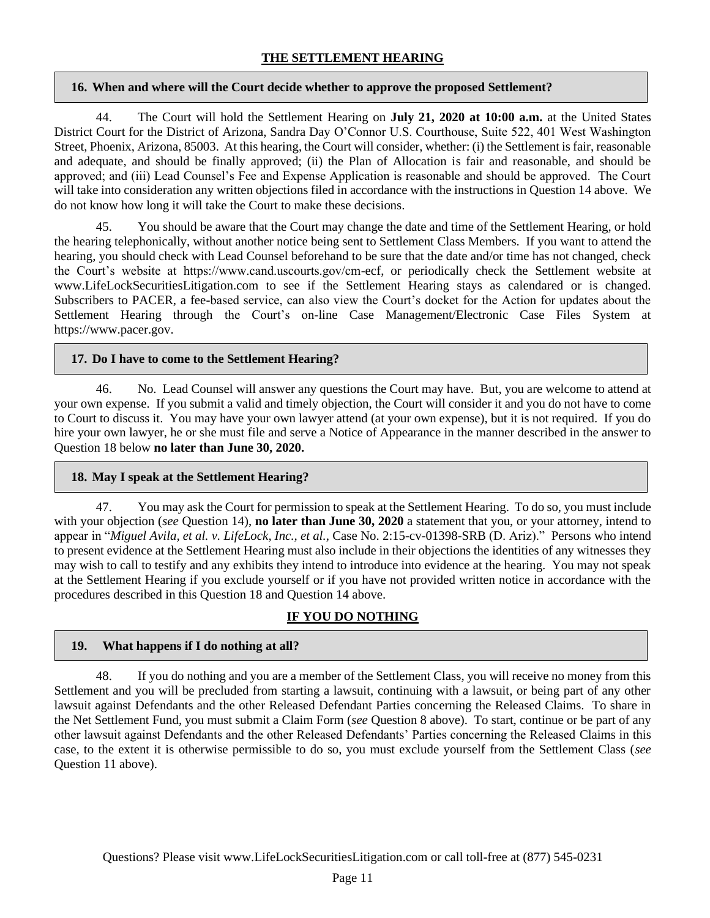## THE SETTLEMENT HEARING

### 16. When and where will the Court decide whether to approve the proposed Settlement?

44. The Court will hold the Settlement Hearing on **July 21, 2020 at 10:00 a.m.** at the United States District Court for the District of Arizona, Sandra Day O'Connor U.S. Courthouse, Suite 522, 401 West Washington Street, Phoenix, Arizona, 85003. At this hearing, the Court will consider, whether: (i) the Settlement is fair, reasonable and adequate, and should be finally approved; (ii) the Plan of Allocation is fair and reasonable, and should be approved; and (iii) Lead Counsel's Fee and Expense Application is reasonable and should be approved. The Court will take into consideration any written objections filed in accordance with the instructions in Question 14 above. We do not know how long it will take the Court to make these decisions.

45. You should be aware that the Court may change the date and time of the Settlement Hearing, or hold the hearing telephonically, without another notice being sent to Settlement Class Members. If you want to attend the hearing, you should check with Lead Counsel beforehand to be sure that the date and/or time has not changed, check the Court's website at https://www.cand.uscourts.gov/cm-ecf, or periodically check the Settlement website at www.LifeLockSecuritiesLitigation.com to see if the Settlement Hearing stays as calendared or is changed. Subscribers to PACER, a fee-based service, can also view the Court's docket for the Action for updates about the Settlement Hearing through the Court's on-line Case Management/Electronic Case Files System at https://www.pacer.gov.

### 17. Do I have to come to the Settlement Hearing?

46. No. Lead Counsel will answer any questions the Court may have. But, you are welcome to attend at your own expense. If you submit a valid and timely objection, the Court will consider it and you do not have to come to Court to discuss it. You may have your own lawyer attend (at your own expense), but it is not required. If you do hire your own lawyer, he or she must file and serve a Notice of Appearance in the manner described in the answer to Question 18 below **no later than June 30, 2020.**

### 18. May I speak at the Settlement Hearing?

47. You may ask the Court for permission to speak at the Settlement Hearing. To do so, you must include with your objection (*see* Question 14), **no later than June 30, 2020** a statement that you, or your attorney, intend to appear in "*Miguel Avila, et al. v. LifeLock, Inc., et al.*, Case No. 2:15-cv-01398-SRB (D. Ariz)." Persons who intend to present evidence at the Settlement Hearing must also include in their objections the identities of any witnesses they may wish to call to testify and any exhibits they intend to introduce into evidence at the hearing. You may not speak at the Settlement Hearing if you exclude yourself or if you have not provided written notice in accordance with the procedures described in this Question 18 and Question 14 above.

## IF YOU DO NOTHING

### 19. What happens if I do nothing at all?

48. If you do nothing and you are a member of the Settlement Class, you will receive no money from this Settlement and you will be precluded from starting a lawsuit, continuing with a lawsuit, or being part of any other lawsuit against Defendants and the other Released Defendant Parties concerning the Released Claims. To share in the Net Settlement Fund, you must submit a Claim Form (*see* Question 8 above). To start, continue or be part of any other lawsuit against Defendants and the other Released Defendants' Parties concerning the Released Claims in this case, to the extent it is otherwise permissible to do so, you must exclude yourself from the Settlement Class (*see* Question 11 above).

Questions? Please visit www.LifeLockSecuritiesLitigation.com or call toll-free at (877) 545-0231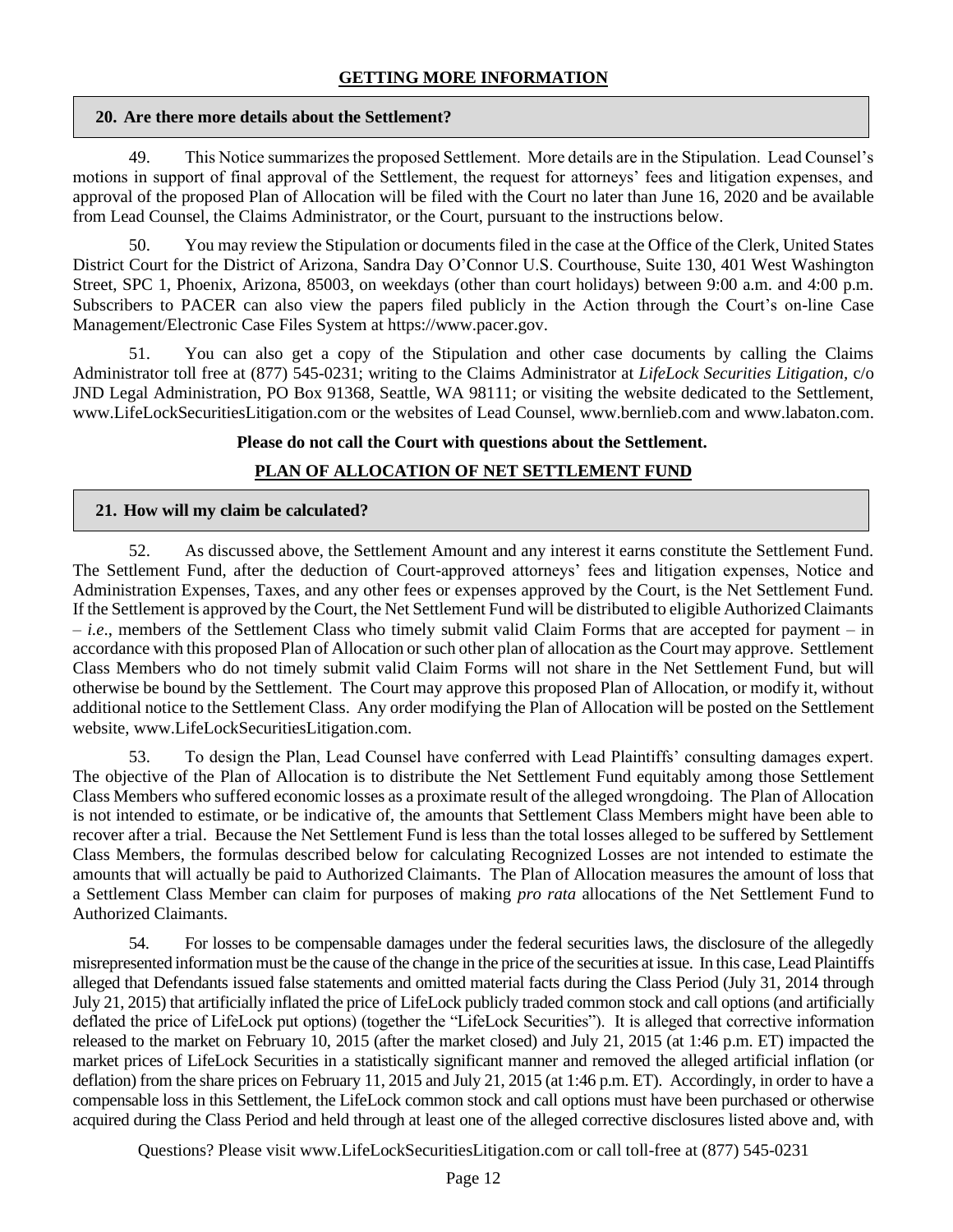## GETTING MORE INFORMATION

### 20. Are there more details about the Settlement?

49. This Notice summarizes the proposed Settlement. More details are in the Stipulation. Lead Counsel's motions in support of final approval of the Settlement, the request for attorneys' fees and litigation expenses, and approval of the proposed Plan of Allocation will be filed with the Court no later than June 16, 2020 and be available from Lead Counsel, the Claims Administrator, or the Court, pursuant to the instructions below.

50. You may review the Stipulation or documents filed in the case at the Office of the Clerk, United States District Court for the District of Arizona, Sandra Day O'Connor U.S. Courthouse, Suite 130, 401 West Washington Street, SPC 1, Phoenix, Arizona, 85003, on weekdays (other than court holidays) between 9:00 a.m. and 4:00 p.m. Subscribers to PACER can also view the papers filed publicly in the Action through the Court's on-line Case Management/Electronic Case Files System at https://www.pacer.gov.

51. You can also get a copy of the Stipulation and other case documents by calling the Claims Administrator toll free at (877) 545-0231; writing to the Claims Administrator at *LifeLock Securities Litigation*, c/o JND Legal Administration, PO Box 91368, Seattle, WA 98111; or visiting the website dedicated to the Settlement, www.LifeLockSecuritiesLitigation.com or the websites of Lead Counsel, www.bernlieb.com and www.labaton.com.

**Please do not call the Court with questions about the Settlement.**

## PLAN OF ALLOCATION OF NET SETTLEMENT FUND

### 21. How will my claim be calculated?

52. As discussed above, the Settlement Amount and any interest it earns constitute the Settlement Fund. The Settlement Fund, after the deduction of Court-approved attorneys' fees and litigation expenses, Notice and Administration Expenses, Taxes, and any other fees or expenses approved by the Court, is the Net Settlement Fund. If the Settlement is approved by the Court, the Net Settlement Fund will be distributed to eligible Authorized Claimants – *i.e*., members of the Settlement Class who timely submit valid Claim Forms that are accepted for payment – in accordance with this proposed Plan of Allocation or such other plan of allocation as the Court may approve. Settlement Class Members who do not timely submit valid Claim Forms will not share in the Net Settlement Fund, but will otherwise be bound by the Settlement. The Court may approve this proposed Plan of Allocation, or modify it, without additional notice to the Settlement Class. Any order modifying the Plan of Allocation will be posted on the Settlement website, www.LifeLockSecuritiesLitigation.com.

53. To design the Plan, Lead Counsel have conferred with Lead Plaintiffs' consulting damages expert. The objective of the Plan of Allocation is to distribute the Net Settlement Fund equitably among those Settlement Class Members who suffered economic losses as a proximate result of the alleged wrongdoing. The Plan of Allocation is not intended to estimate, or be indicative of, the amounts that Settlement Class Members might have been able to recover after a trial. Because the Net Settlement Fund is less than the total losses alleged to be suffered by Settlement Class Members, the formulas described below for calculating Recognized Losses are not intended to estimate the amounts that will actually be paid to Authorized Claimants. The Plan of Allocation measures the amount of loss that a Settlement Class Member can claim for purposes of making *pro rata* allocations of the Net Settlement Fund to Authorized Claimants.

54. For losses to be compensable damages under the federal securities laws, the disclosure of the allegedly misrepresented information must be the cause of the change in the price of the securities at issue. In this case, Lead Plaintiffs alleged that Defendants issued false statements and omitted material facts during the Class Period (July 31, 2014 through July 21, 2015) that artificially inflated the price of LifeLock publicly traded common stock and call options (and artificially deflated the price of LifeLock put options) (together the "LifeLock Securities"). It is alleged that corrective information released to the market on February 10, 2015 (after the market closed) and July 21, 2015 (at 1:46 p.m. ET) impacted the market prices of LifeLock Securities in a statistically significant manner and removed the alleged artificial inflation (or deflation) from the share prices on February 11, 2015 and July 21, 2015 (at 1:46 p.m. ET). Accordingly, in order to have a compensable loss in this Settlement, the LifeLock common stock and call options must have been purchased or otherwise acquired during the Class Period and held through at least one of the alleged corrective disclosures listed above and, with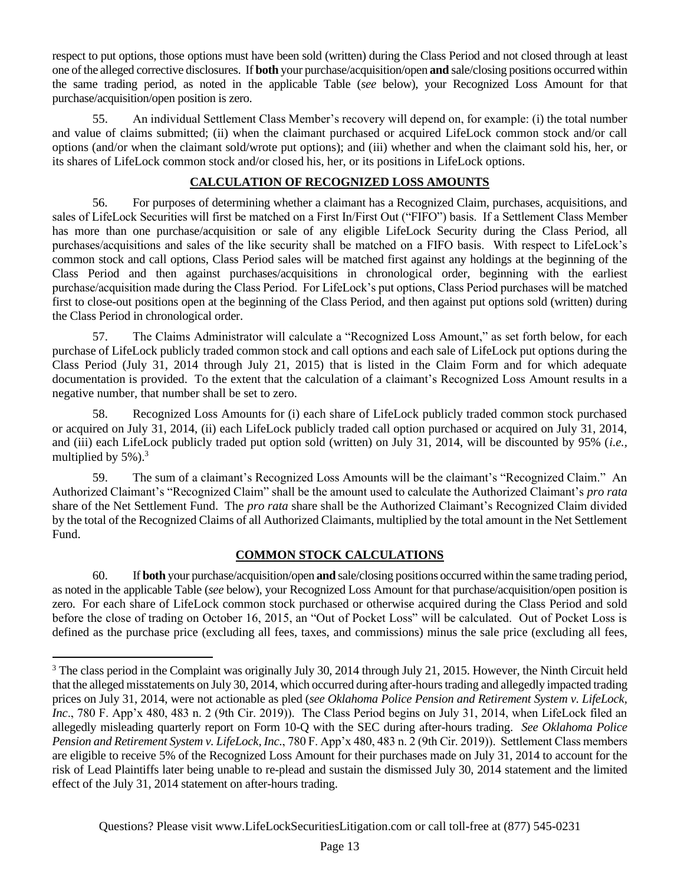respect to put options, those options must have been sold (written) during the Class Period and not closed through at least one of the alleged corrective disclosures. If **both** your purchase/acquisition/open **and** sale/closing positions occurred within the same trading period, as noted in the applicable Table (*see* below), your Recognized Loss Amount for that purchase/acquisition/open position is zero.

55. An individual Settlement Class Member's recovery will depend on, for example: (i) the total number and value of claims submitted; (ii) when the claimant purchased or acquired LifeLock common stock and/or call options (and/or when the claimant sold/wrote put options); and (iii) whether and when the claimant sold his, her, or its shares of LifeLock common stock and/or closed his, her, or its positions in LifeLock options.

## CALCULATION OF RECOGNIZED LOSS AMOUNTS

56. For purposes of determining whether a claimant has a Recognized Claim, purchases, acquisitions, and sales of LifeLock Securities will first be matched on a First In/First Out ("FIFO") basis. If a Settlement Class Member has more than one purchase/acquisition or sale of any eligible LifeLock Security during the Class Period, all purchases/acquisitions and sales of the like security shall be matched on a FIFO basis. With respect to LifeLock's common stock and call options, Class Period sales will be matched first against any holdings at the beginning of the Class Period and then against purchases/acquisitions in chronological order, beginning with the earliest purchase/acquisition made during the Class Period. For LifeLock's put options, Class Period purchases will be matched first to close-out positions open at the beginning of the Class Period, and then against put options sold (written) during the Class Period in chronological order.

57. The Claims Administrator will calculate a "Recognized Loss Amount," as set forth below, for each purchase of LifeLock publicly traded common stock and call options and each sale of LifeLock put options during the Class Period (July 31, 2014 through July 21, 2015) that is listed in the Claim Form and for which adequate documentation is provided. To the extent that the calculation of a claimant's Recognized Loss Amount results in a negative number, that number shall be set to zero.

58. Recognized Loss Amounts for (i) each share of LifeLock publicly traded common stock purchased or acquired on July 31, 2014, (ii) each LifeLock publicly traded call option purchased or acquired on July 31, 2014, and (iii) each LifeLock publicly traded put option sold (written) on July 31, 2014, will be discounted by 95% (*i.e.,* multiplied by 5%).[3]

59. The sum of a claimant's Recognized Loss Amounts will be the claimant's "Recognized Claim." An Authorized Claimant's "Recognized Claim" shall be the amount used to calculate the Authorized Claimant's *pro rata* share of the Net Settlement Fund. The *pro rata* share shall be the Authorized Claimant's Recognized Claim divided by the total of the Recognized Claims of all Authorized Claimants, multiplied by the total amount in the Net Settlement Fund.

## COMMON STOCK CALCULATIONS

60. If **both** your purchase/acquisition/open **and** sale/closing positions occurred within the same trading period, as noted in the applicable Table (*see* below), your Recognized Loss Amount for that purchase/acquisition/open position is zero. For each share of LifeLock common stock purchased or otherwise acquired during the Class Period and sold before the close of trading on October 16, 2015, an "Out of Pocket Loss" will be calculated. Out of Pocket Loss is defined as the purchase price (excluding all fees, taxes, and commissions) minus the sale price (excluding all fees,

[3] The class period in the Complaint was originally July 30, 2014 through July 21, 2015. However, the Ninth Circuit held that the alleged misstatements on July 30, 2014, which occurred during after-hours trading and allegedly impacted trading prices on July 31, 2014, were not actionable as pled (*see Oklahoma Police Pension and Retirement System v. LifeLock, Inc*., 780 F. App'x 480, 483 n. 2 (9th Cir. 2019)). The Class Period begins on July 31, 2014, when LifeLock filed an allegedly misleading quarterly report on Form 10-Q with the SEC during after-hours trading. *See Oklahoma Police Pension and Retirement System v. LifeLock, Inc.*, 780 F. App'x 480, 483 n. 2 (9th Cir. 2019)). Settlement Class members are eligible to receive 5% of the Recognized Loss Amount for their purchases made on July 31, 2014 to account for the risk of Lead Plaintiffs later being unable to re-plead and sustain the dismissed July 30, 2014 statement and the limited effect of the July 31, 2014 statement on after-hours trading.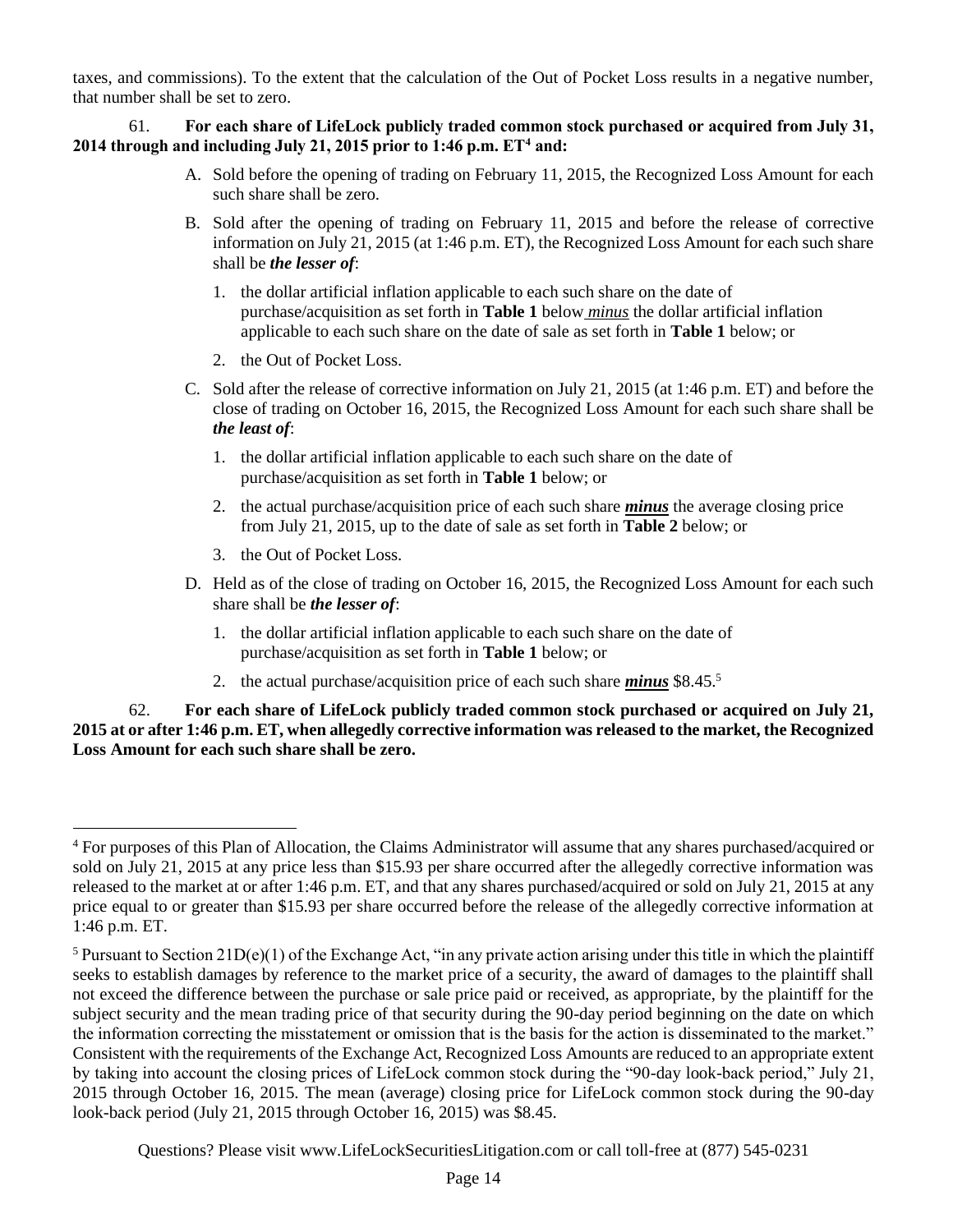taxes, and commissions). To the extent that the calculation of the Out of Pocket Loss results in a negative number, that number shall be set to zero.

61. **For each share of LifeLock publicly traded common stock purchased or acquired from July 31, 2014 through and including July 21, 2015 prior to 1:46 p.m. ET[4] and:**

A. Sold before the opening of trading on February 11, 2015, the Recognized Loss Amount for each such share shall be zero.

B. Sold after the opening of trading on February 11, 2015 and before the release of corrective information on July 21, 2015 (at 1:46 p.m. ET), the Recognized Loss Amount for each such share shall be ***the lesser of***:

1. the dollar artificial inflation applicable to each such share on the date of purchase/acquisition as set forth in **Table 1** below *minus* the dollar artificial inflation applicable to each such share on the date of sale as set forth in **Table 1** below; or
2. the Out of Pocket Loss.

C. Sold after the release of corrective information on July 21, 2015 (at 1:46 p.m. ET) and before the close of trading on October 16, 2015, the Recognized Loss Amount for each such share shall be ***the least of***:

1. the dollar artificial inflation applicable to each such share on the date of purchase/acquisition as set forth in **Table 1** below; or
2. the actual purchase/acquisition price of each such share ***minus*** the average closing price from July 21, 2015, up to the date of sale as set forth in **Table 2** below; or
3. the Out of Pocket Loss.

D. Held as of the close of trading on October 16, 2015, the Recognized Loss Amount for each such share shall be ***the lesser of***:

1. the dollar artificial inflation applicable to each such share on the date of purchase/acquisition as set forth in **Table 1** below; or
2. the actual purchase/acquisition price of each such share ***minus*** $8.45.[5]

62. **For each share of LifeLock publicly traded common stock purchased or acquired on July 21, 2015 at or after 1:46 p.m. ET, when allegedly corrective information was released to the market, the Recognized Loss Amount for each such share shall be zero.**

---

[4] For purposes of this Plan of Allocation, the Claims Administrator will assume that any shares purchased/acquired or sold on July 21, 2015 at any price less than $15.93 per share occurred after the allegedly corrective information was released to the market at or after 1:46 p.m. ET, and that any shares purchased/acquired or sold on July 21, 2015 at any price equal to or greater than $15.93 per share occurred before the release of the allegedly corrective information at 1:46 p.m. ET.

[5] Pursuant to Section 21D(e)(1) of the Exchange Act, "in any private action arising under this title in which the plaintiff seeks to establish damages by reference to the market price of a security, the award of damages to the plaintiff shall not exceed the difference between the purchase or sale price paid or received, as appropriate, by the plaintiff for the subject security and the mean trading price of that security during the 90-day period beginning on the date on which the information correcting the misstatement or omission that is the basis for the action is disseminated to the market." Consistent with the requirements of the Exchange Act, Recognized Loss Amounts are reduced to an appropriate extent by taking into account the closing prices of LifeLock common stock during the "90-day look-back period," July 21, 2015 through October 16, 2015. The mean (average) closing price for LifeLock common stock during the 90-day look-back period (July 21, 2015 through October 16, 2015) was $8.45.

Questions? Please visit www.LifeLockSecuritiesLitigation.com or call toll-free at (877) 545-0231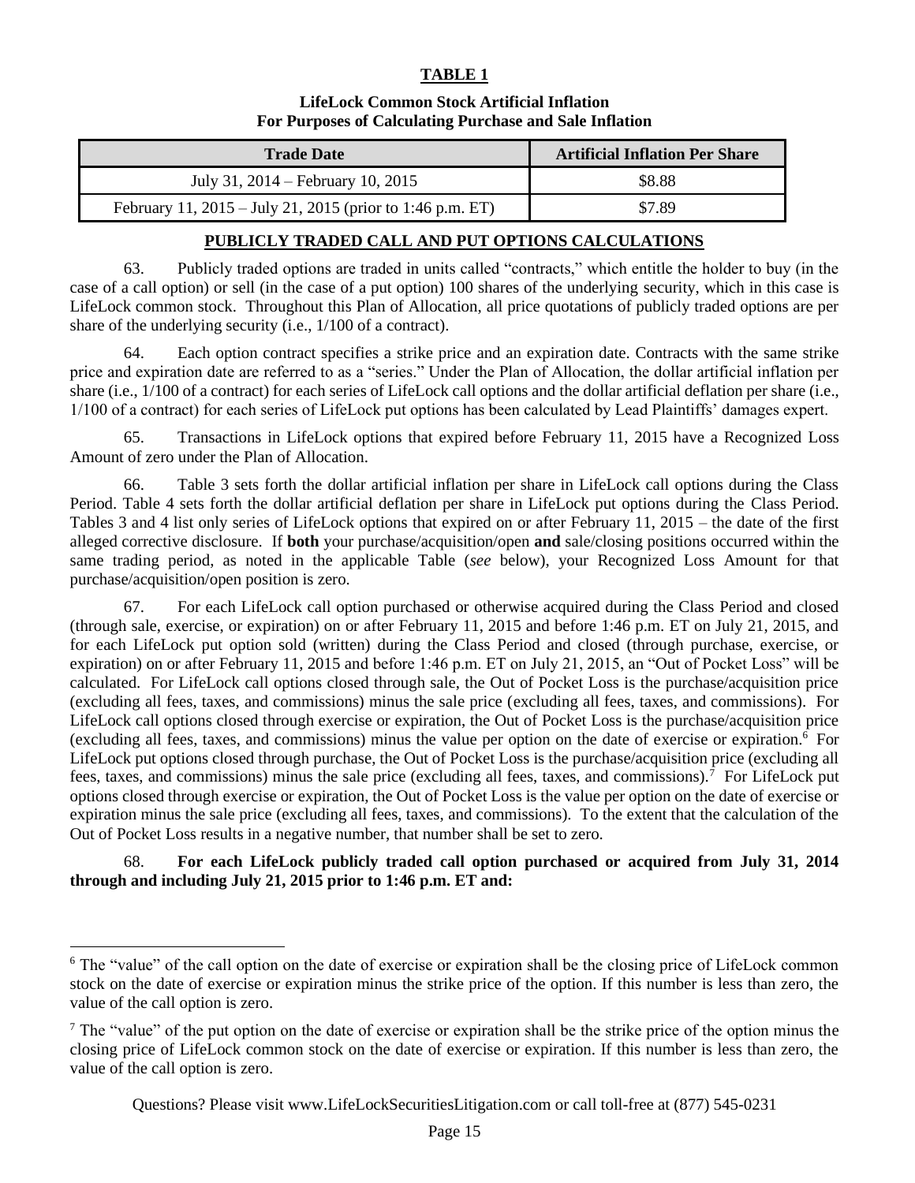**TABLE 1**

**LifeLock Common Stock Artificial Inflation**
**For Purposes of Calculating Purchase and Sale Inflation**

| Trade Date | Artificial Inflation Per Share |
|---|---|
| July 31, 2014 – February 10, 2015 | $8.88 |
| February 11, 2015 – July 21, 2015 (prior to 1:46 p.m. ET) | $7.89 |

**PUBLICLY TRADED CALL AND PUT OPTIONS CALCULATIONS**

63. Publicly traded options are traded in units called "contracts," which entitle the holder to buy (in the case of a call option) or sell (in the case of a put option) 100 shares of the underlying security, which in this case is LifeLock common stock. Throughout this Plan of Allocation, all price quotations of publicly traded options are per share of the underlying security (i.e., 1/100 of a contract).

64. Each option contract specifies a strike price and an expiration date. Contracts with the same strike price and expiration date are referred to as a "series." Under the Plan of Allocation, the dollar artificial inflation per share (i.e., 1/100 of a contract) for each series of LifeLock call options and the dollar artificial deflation per share (i.e., 1/100 of a contract) for each series of LifeLock put options has been calculated by Lead Plaintiffs' damages expert.

65. Transactions in LifeLock options that expired before February 11, 2015 have a Recognized Loss Amount of zero under the Plan of Allocation.

66. Table 3 sets forth the dollar artificial inflation per share in LifeLock call options during the Class Period. Table 4 sets forth the dollar artificial deflation per share in LifeLock put options during the Class Period. Tables 3 and 4 list only series of LifeLock options that expired on or after February 11, 2015 – the date of the first alleged corrective disclosure. If **both** your purchase/acquisition/open **and** sale/closing positions occurred within the same trading period, as noted in the applicable Table (*see* below), your Recognized Loss Amount for that purchase/acquisition/open position is zero.

67. For each LifeLock call option purchased or otherwise acquired during the Class Period and closed (through sale, exercise, or expiration) on or after February 11, 2015 and before 1:46 p.m. ET on July 21, 2015, and for each LifeLock put option sold (written) during the Class Period and closed (through purchase, exercise, or expiration) on or after February 11, 2015 and before 1:46 p.m. ET on July 21, 2015, an "Out of Pocket Loss" will be calculated. For LifeLock call options closed through sale, the Out of Pocket Loss is the purchase/acquisition price (excluding all fees, taxes, and commissions) minus the sale price (excluding all fees, taxes, and commissions). For LifeLock call options closed through exercise or expiration, the Out of Pocket Loss is the purchase/acquisition price (excluding all fees, taxes, and commissions) minus the value per option on the date of exercise or expiration.[6] For LifeLock put options closed through purchase, the Out of Pocket Loss is the purchase/acquisition price (excluding all fees, taxes, and commissions) minus the sale price (excluding all fees, taxes, and commissions).[7] For LifeLock put options closed through exercise or expiration, the Out of Pocket Loss is the value per option on the date of exercise or expiration minus the sale price (excluding all fees, taxes, and commissions). To the extent that the calculation of the Out of Pocket Loss results in a negative number, that number shall be set to zero.

68. **For each LifeLock publicly traded call option purchased or acquired from July 31, 2014 through and including July 21, 2015 prior to 1:46 p.m. ET and:**

---

[6] The "value" of the call option on the date of exercise or expiration shall be the closing price of LifeLock common stock on the date of exercise or expiration minus the strike price of the option. If this number is less than zero, the value of the call option is zero.

[7] The "value" of the put option on the date of exercise or expiration shall be the strike price of the option minus the closing price of LifeLock common stock on the date of exercise or expiration. If this number is less than zero, the value of the call option is zero.

Questions? Please visit www.LifeLockSecuritiesLitigation.com or call toll-free at (877) 545-0231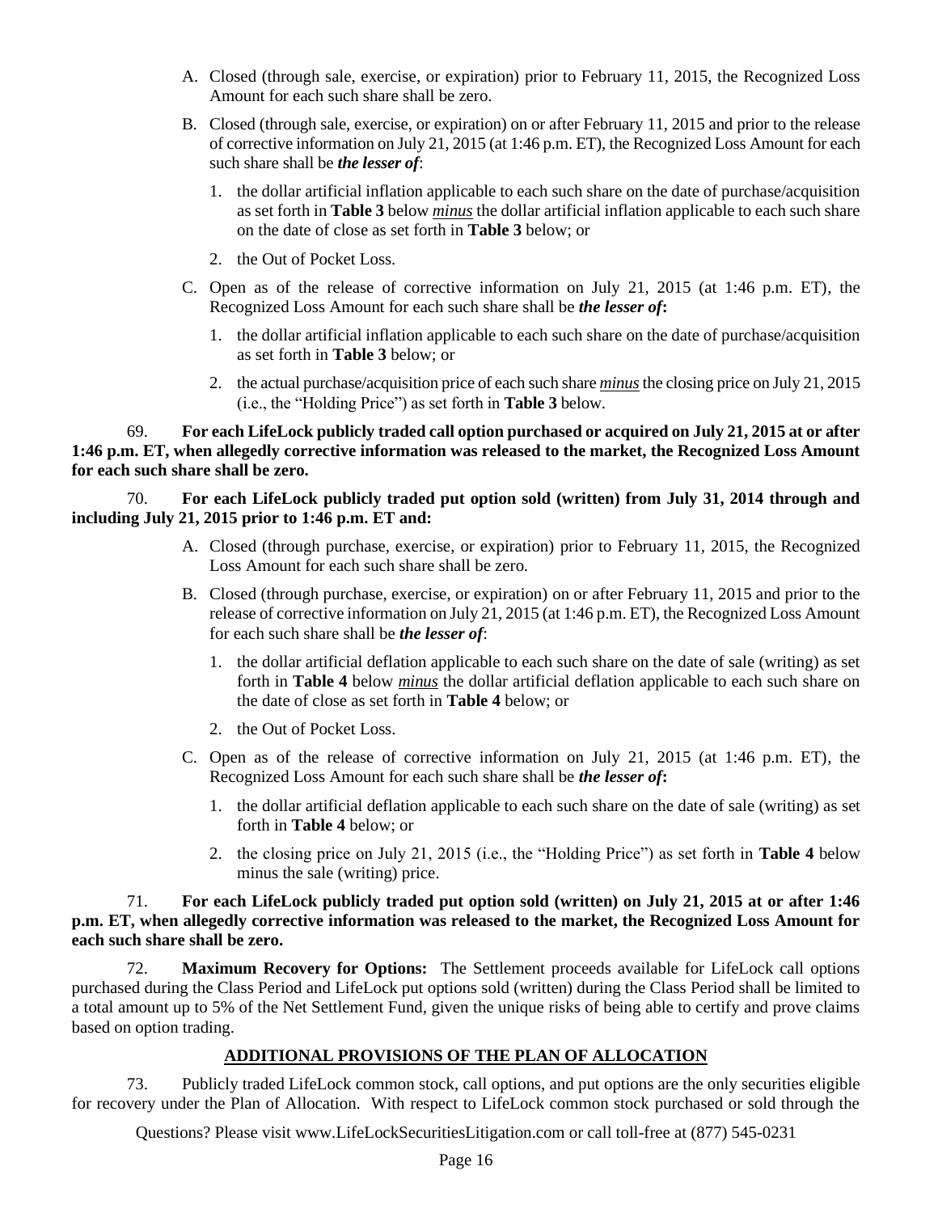A. Closed (through sale, exercise, or expiration) prior to February 11, 2015, the Recognized Loss Amount for each such share shall be zero.

B. Closed (through sale, exercise, or expiration) on or after February 11, 2015 and prior to the release of corrective information on July 21, 2015 (at 1:46 p.m. ET), the Recognized Loss Amount for each such share shall be ***the lesser of***:

   1. the dollar artificial inflation applicable to each such share on the date of purchase/acquisition as set forth in **Table 3** below *minus* the dollar artificial inflation applicable to each such share on the date of close as set forth in **Table 3** below; or

   2. the Out of Pocket Loss.

C. Open as of the release of corrective information on July 21, 2015 (at 1:46 p.m. ET), the Recognized Loss Amount for each such share shall be ***the lesser of*****:**

   1. the dollar artificial inflation applicable to each such share on the date of purchase/acquisition as set forth in **Table 3** below; or

   2. the actual purchase/acquisition price of each such share *minus* the closing price on July 21, 2015 (i.e., the "Holding Price") as set forth in **Table 3** below.

69. **For each LifeLock publicly traded call option purchased or acquired on July 21, 2015 at or after 1:46 p.m. ET, when allegedly corrective information was released to the market, the Recognized Loss Amount for each such share shall be zero.**

70. **For each LifeLock publicly traded put option sold (written) from July 31, 2014 through and including July 21, 2015 prior to 1:46 p.m. ET and:**

A. Closed (through purchase, exercise, or expiration) prior to February 11, 2015, the Recognized Loss Amount for each such share shall be zero.

B. Closed (through purchase, exercise, or expiration) on or after February 11, 2015 and prior to the release of corrective information on July 21, 2015 (at 1:46 p.m. ET), the Recognized Loss Amount for each such share shall be ***the lesser of***:

   1. the dollar artificial deflation applicable to each such share on the date of sale (writing) as set forth in **Table 4** below *minus* the dollar artificial deflation applicable to each such share on the date of close as set forth in **Table 4** below; or

   2. the Out of Pocket Loss.

C. Open as of the release of corrective information on July 21, 2015 (at 1:46 p.m. ET), the Recognized Loss Amount for each such share shall be ***the lesser of*****:**

   1. the dollar artificial deflation applicable to each such share on the date of sale (writing) as set forth in **Table 4** below; or

   2. the closing price on July 21, 2015 (i.e., the "Holding Price") as set forth in **Table 4** below minus the sale (writing) price.

71. **For each LifeLock publicly traded put option sold (written) on July 21, 2015 at or after 1:46 p.m. ET, when allegedly corrective information was released to the market, the Recognized Loss Amount for each such share shall be zero.**

72. **Maximum Recovery for Options:** The Settlement proceeds available for LifeLock call options purchased during the Class Period and LifeLock put options sold (written) during the Class Period shall be limited to a total amount up to 5% of the Net Settlement Fund, given the unique risks of being able to certify and prove claims based on option trading.

## ADDITIONAL PROVISIONS OF THE PLAN OF ALLOCATION

73. Publicly traded LifeLock common stock, call options, and put options are the only securities eligible for recovery under the Plan of Allocation. With respect to LifeLock common stock purchased or sold through the

Questions? Please visit www.LifeLockSecuritiesLitigation.com or call toll-free at (877) 545-0231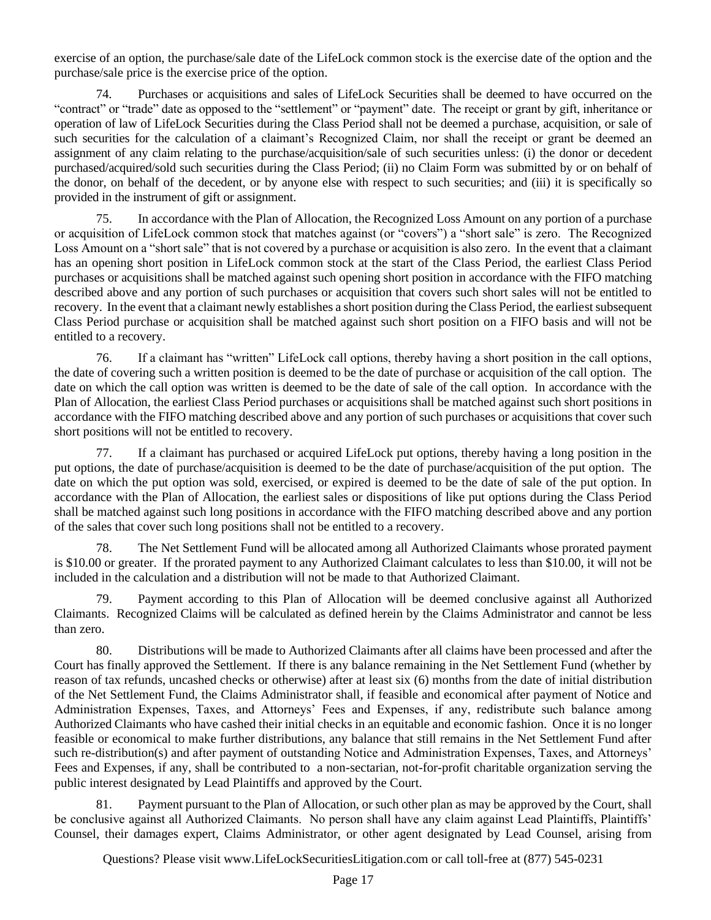exercise of an option, the purchase/sale date of the LifeLock common stock is the exercise date of the option and the purchase/sale price is the exercise price of the option.

74. Purchases or acquisitions and sales of LifeLock Securities shall be deemed to have occurred on the "contract" or "trade" date as opposed to the "settlement" or "payment" date. The receipt or grant by gift, inheritance or operation of law of LifeLock Securities during the Class Period shall not be deemed a purchase, acquisition, or sale of such securities for the calculation of a claimant's Recognized Claim, nor shall the receipt or grant be deemed an assignment of any claim relating to the purchase/acquisition/sale of such securities unless: (i) the donor or decedent purchased/acquired/sold such securities during the Class Period; (ii) no Claim Form was submitted by or on behalf of the donor, on behalf of the decedent, or by anyone else with respect to such securities; and (iii) it is specifically so provided in the instrument of gift or assignment.

75. In accordance with the Plan of Allocation, the Recognized Loss Amount on any portion of a purchase or acquisition of LifeLock common stock that matches against (or "covers") a "short sale" is zero. The Recognized Loss Amount on a "short sale" that is not covered by a purchase or acquisition is also zero. In the event that a claimant has an opening short position in LifeLock common stock at the start of the Class Period, the earliest Class Period purchases or acquisitions shall be matched against such opening short position in accordance with the FIFO matching described above and any portion of such purchases or acquisition that covers such short sales will not be entitled to recovery. In the event that a claimant newly establishes a short position during the Class Period, the earliest subsequent Class Period purchase or acquisition shall be matched against such short position on a FIFO basis and will not be entitled to a recovery.

76. If a claimant has "written" LifeLock call options, thereby having a short position in the call options, the date of covering such a written position is deemed to be the date of purchase or acquisition of the call option. The date on which the call option was written is deemed to be the date of sale of the call option. In accordance with the Plan of Allocation, the earliest Class Period purchases or acquisitions shall be matched against such short positions in accordance with the FIFO matching described above and any portion of such purchases or acquisitions that cover such short positions will not be entitled to recovery.

77. If a claimant has purchased or acquired LifeLock put options, thereby having a long position in the put options, the date of purchase/acquisition is deemed to be the date of purchase/acquisition of the put option. The date on which the put option was sold, exercised, or expired is deemed to be the date of sale of the put option. In accordance with the Plan of Allocation, the earliest sales or dispositions of like put options during the Class Period shall be matched against such long positions in accordance with the FIFO matching described above and any portion of the sales that cover such long positions shall not be entitled to a recovery.

78. The Net Settlement Fund will be allocated among all Authorized Claimants whose prorated payment is $10.00 or greater. If the prorated payment to any Authorized Claimant calculates to less than $10.00, it will not be included in the calculation and a distribution will not be made to that Authorized Claimant.

79. Payment according to this Plan of Allocation will be deemed conclusive against all Authorized Claimants. Recognized Claims will be calculated as defined herein by the Claims Administrator and cannot be less than zero.

80. Distributions will be made to Authorized Claimants after all claims have been processed and after the Court has finally approved the Settlement. If there is any balance remaining in the Net Settlement Fund (whether by reason of tax refunds, uncashed checks or otherwise) after at least six (6) months from the date of initial distribution of the Net Settlement Fund, the Claims Administrator shall, if feasible and economical after payment of Notice and Administration Expenses, Taxes, and Attorneys' Fees and Expenses, if any, redistribute such balance among Authorized Claimants who have cashed their initial checks in an equitable and economic fashion. Once it is no longer feasible or economical to make further distributions, any balance that still remains in the Net Settlement Fund after such re-distribution(s) and after payment of outstanding Notice and Administration Expenses, Taxes, and Attorneys' Fees and Expenses, if any, shall be contributed to a non-sectarian, not-for-profit charitable organization serving the public interest designated by Lead Plaintiffs and approved by the Court.

81. Payment pursuant to the Plan of Allocation, or such other plan as may be approved by the Court, shall be conclusive against all Authorized Claimants. No person shall have any claim against Lead Plaintiffs, Plaintiffs' Counsel, their damages expert, Claims Administrator, or other agent designated by Lead Counsel, arising from

Questions? Please visit www.LifeLockSecuritiesLitigation.com or call toll-free at (877) 545-0231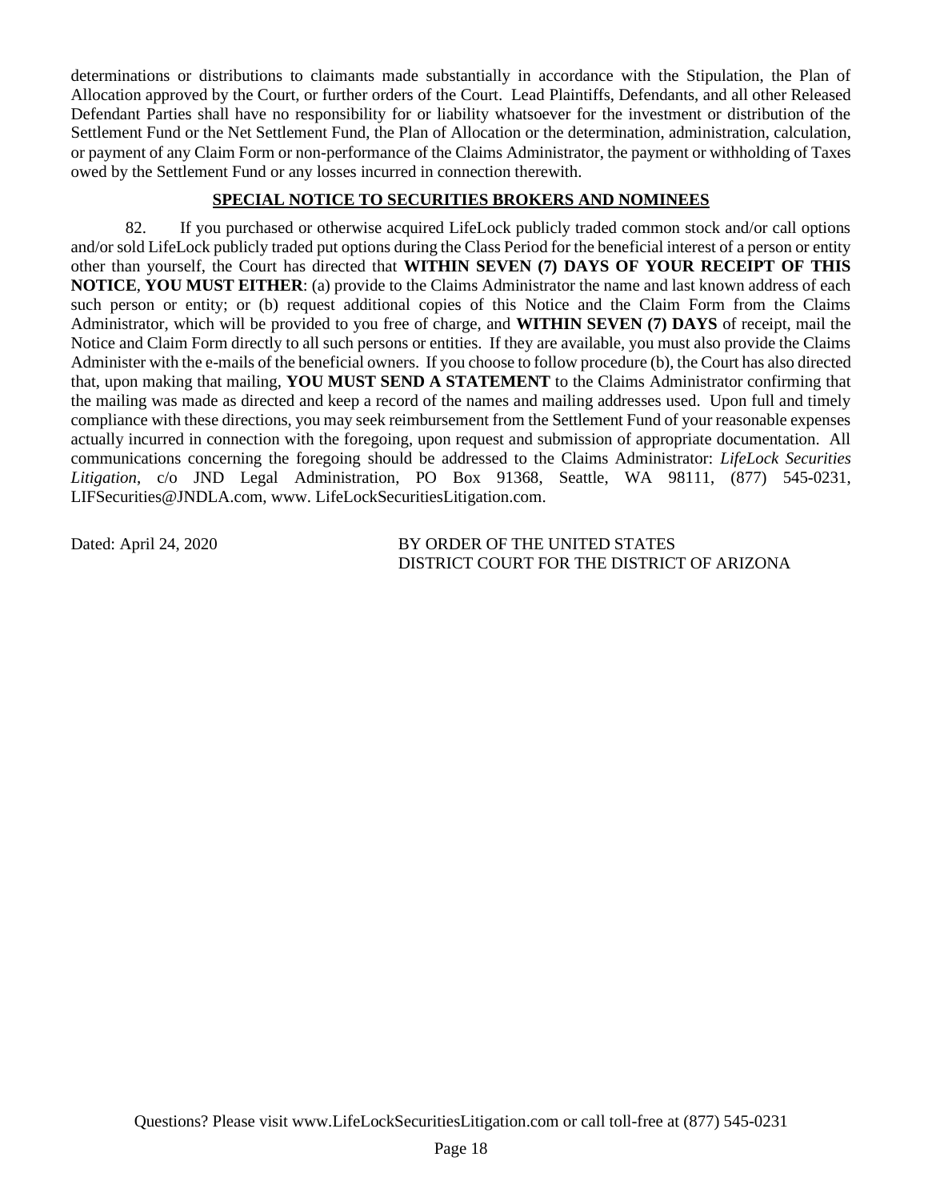determinations or distributions to claimants made substantially in accordance with the Stipulation, the Plan of Allocation approved by the Court, or further orders of the Court. Lead Plaintiffs, Defendants, and all other Released Defendant Parties shall have no responsibility for or liability whatsoever for the investment or distribution of the Settlement Fund or the Net Settlement Fund, the Plan of Allocation or the determination, administration, calculation, or payment of any Claim Form or non-performance of the Claims Administrator, the payment or withholding of Taxes owed by the Settlement Fund or any losses incurred in connection therewith.

## SPECIAL NOTICE TO SECURITIES BROKERS AND NOMINEES

82. If you purchased or otherwise acquired LifeLock publicly traded common stock and/or call options and/or sold LifeLock publicly traded put options during the Class Period for the beneficial interest of a person or entity other than yourself, the Court has directed that **WITHIN SEVEN (7) DAYS OF YOUR RECEIPT OF THIS NOTICE**, **YOU MUST EITHER**: (a) provide to the Claims Administrator the name and last known address of each such person or entity; or (b) request additional copies of this Notice and the Claim Form from the Claims Administrator, which will be provided to you free of charge, and **WITHIN SEVEN (7) DAYS** of receipt, mail the Notice and Claim Form directly to all such persons or entities. If they are available, you must also provide the Claims Administer with the e-mails of the beneficial owners. If you choose to follow procedure (b), the Court has also directed that, upon making that mailing, **YOU MUST SEND A STATEMENT** to the Claims Administrator confirming that the mailing was made as directed and keep a record of the names and mailing addresses used. Upon full and timely compliance with these directions, you may seek reimbursement from the Settlement Fund of your reasonable expenses actually incurred in connection with the foregoing, upon request and submission of appropriate documentation. All communications concerning the foregoing should be addressed to the Claims Administrator: *LifeLock Securities Litigation*, c/o JND Legal Administration, PO Box 91368, Seattle, WA 98111, (877) 545-0231, LIFSecurities@JNDLA.com, www. LifeLockSecuritiesLitigation.com.

Dated: April 24, 2020

BY ORDER OF THE UNITED STATES
DISTRICT COURT FOR THE DISTRICT OF ARIZONA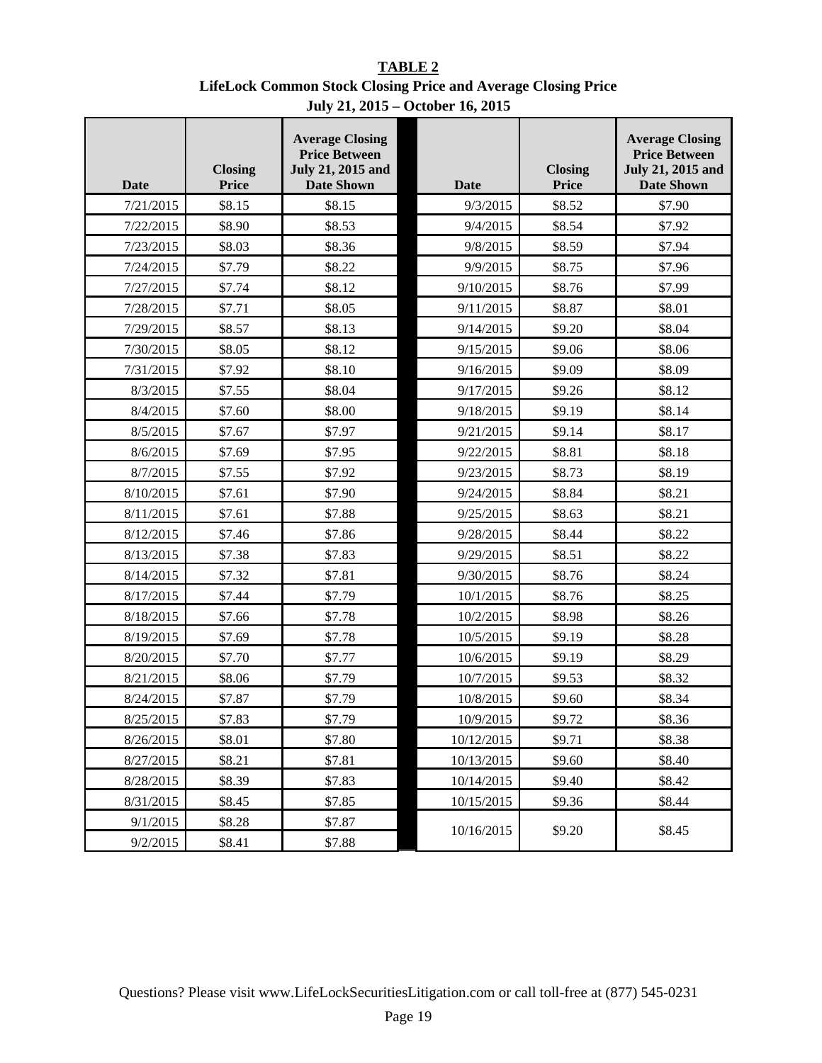**TABLE 2**

**LifeLock Common Stock Closing Price and Average Closing Price**

**July 21, 2015 – October 16, 2015**

| Date | Closing Price | Average Closing Price Between July 21, 2015 and Date Shown | Date | Closing Price | Average Closing Price Between July 21, 2015 and Date Shown |
|---|---|---|---|---|---|
| 7/21/2015 | $8.15 | $8.15 | 9/3/2015 | $8.52 | $7.90 |
| 7/22/2015 | $8.90 | $8.53 | 9/4/2015 | $8.54 | $7.92 |
| 7/23/2015 | $8.03 | $8.36 | 9/8/2015 | $8.59 | $7.94 |
| 7/24/2015 | $7.79 | $8.22 | 9/9/2015 | $8.75 | $7.96 |
| 7/27/2015 | $7.74 | $8.12 | 9/10/2015 | $8.76 | $7.99 |
| 7/28/2015 | $7.71 | $8.05 | 9/11/2015 | $8.87 | $8.01 |
| 7/29/2015 | $8.57 | $8.13 | 9/14/2015 | $9.20 | $8.04 |
| 7/30/2015 | $8.05 | $8.12 | 9/15/2015 | $9.06 | $8.06 |
| 7/31/2015 | $7.92 | $8.10 | 9/16/2015 | $9.09 | $8.09 |
| 8/3/2015 | $7.55 | $8.04 | 9/17/2015 | $9.26 | $8.12 |
| 8/4/2015 | $7.60 | $8.00 | 9/18/2015 | $9.19 | $8.14 |
| 8/5/2015 | $7.67 | $7.97 | 9/21/2015 | $9.14 | $8.17 |
| 8/6/2015 | $7.69 | $7.95 | 9/22/2015 | $8.81 | $8.18 |
| 8/7/2015 | $7.55 | $7.92 | 9/23/2015 | $8.73 | $8.19 |
| 8/10/2015 | $7.61 | $7.90 | 9/24/2015 | $8.84 | $8.21 |
| 8/11/2015 | $7.61 | $7.88 | 9/25/2015 | $8.63 | $8.21 |
| 8/12/2015 | $7.46 | $7.86 | 9/28/2015 | $8.44 | $8.22 |
| 8/13/2015 | $7.38 | $7.83 | 9/29/2015 | $8.51 | $8.22 |
| 8/14/2015 | $7.32 | $7.81 | 9/30/2015 | $8.76 | $8.24 |
| 8/17/2015 | $7.44 | $7.79 | 10/1/2015 | $8.76 | $8.25 |
| 8/18/2015 | $7.66 | $7.78 | 10/2/2015 | $8.98 | $8.26 |
| 8/19/2015 | $7.69 | $7.78 | 10/5/2015 | $9.19 | $8.28 |
| 8/20/2015 | $7.70 | $7.77 | 10/6/2015 | $9.19 | $8.29 |
| 8/21/2015 | $8.06 | $7.79 | 10/7/2015 | $9.53 | $8.32 |
| 8/24/2015 | $7.87 | $7.79 | 10/8/2015 | $9.60 | $8.34 |
| 8/25/2015 | $7.83 | $7.79 | 10/9/2015 | $9.72 | $8.36 |
| 8/26/2015 | $8.01 | $7.80 | 10/12/2015 | $9.71 | $8.38 |
| 8/27/2015 | $8.21 | $7.81 | 10/13/2015 | $9.60 | $8.40 |
| 8/28/2015 | $8.39 | $7.83 | 10/14/2015 | $9.40 | $8.42 |
| 8/31/2015 | $8.45 | $7.85 | 10/15/2015 | $9.36 | $8.44 |
| 9/1/2015 | $8.28 | $7.87 | 10/16/2015 | $9.20 | $8.45 |
| 9/2/2015 | $8.41 | $7.88 | | | |

Questions? Please visit www.LifeLockSecuritiesLitigation.com or call toll-free at (877) 545-0231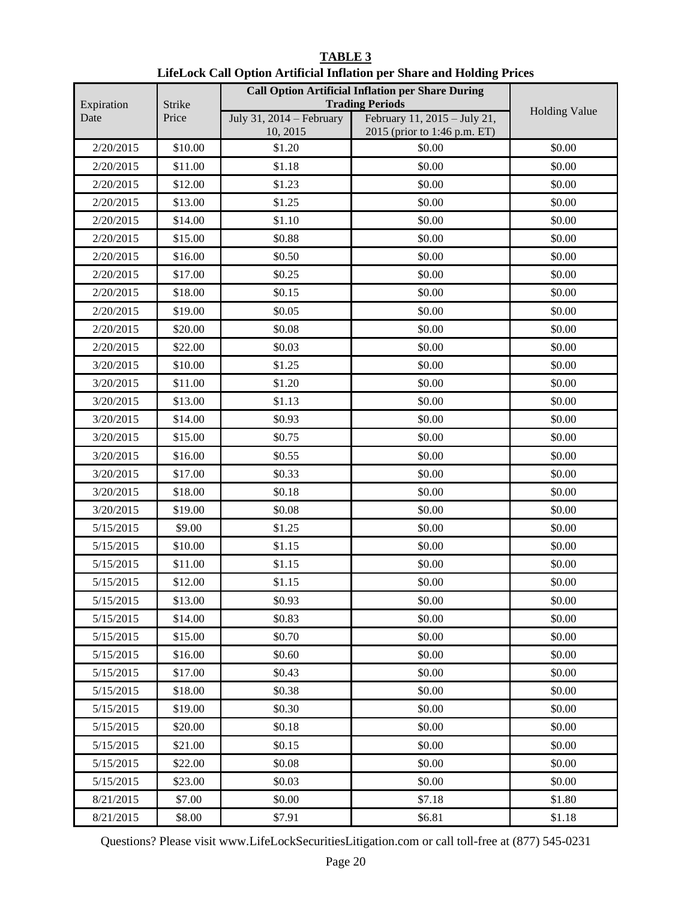**TABLE 3**

**LifeLock Call Option Artificial Inflation per Share and Holding Prices**

| Expiration Date | Strike Price | **Call Option Artificial Inflation per Share During Trading Periods** | | Holding Value |
|---|---|---|---|---|
| | | July 31, 2014 – February 10, 2015 | February 11, 2015 – July 21, 2015 (prior to 1:46 p.m. ET) | |
| 2/20/2015 | $10.00 | $1.20 | $0.00 | $0.00 |
| 2/20/2015 | $11.00 | $1.18 | $0.00 | $0.00 |
| 2/20/2015 | $12.00 | $1.23 | $0.00 | $0.00 |
| 2/20/2015 | $13.00 | $1.25 | $0.00 | $0.00 |
| 2/20/2015 | $14.00 | $1.10 | $0.00 | $0.00 |
| 2/20/2015 | $15.00 | $0.88 | $0.00 | $0.00 |
| 2/20/2015 | $16.00 | $0.50 | $0.00 | $0.00 |
| 2/20/2015 | $17.00 | $0.25 | $0.00 | $0.00 |
| 2/20/2015 | $18.00 | $0.15 | $0.00 | $0.00 |
| 2/20/2015 | $19.00 | $0.05 | $0.00 | $0.00 |
| 2/20/2015 | $20.00 | $0.08 | $0.00 | $0.00 |
| 2/20/2015 | $22.00 | $0.03 | $0.00 | $0.00 |
| 3/20/2015 | $10.00 | $1.25 | $0.00 | $0.00 |
| 3/20/2015 | $11.00 | $1.20 | $0.00 | $0.00 |
| 3/20/2015 | $13.00 | $1.13 | $0.00 | $0.00 |
| 3/20/2015 | $14.00 | $0.93 | $0.00 | $0.00 |
| 3/20/2015 | $15.00 | $0.75 | $0.00 | $0.00 |
| 3/20/2015 | $16.00 | $0.55 | $0.00 | $0.00 |
| 3/20/2015 | $17.00 | $0.33 | $0.00 | $0.00 |
| 3/20/2015 | $18.00 | $0.18 | $0.00 | $0.00 |
| 3/20/2015 | $19.00 | $0.08 | $0.00 | $0.00 |
| 5/15/2015 | $9.00 | $1.25 | $0.00 | $0.00 |
| 5/15/2015 | $10.00 | $1.15 | $0.00 | $0.00 |
| 5/15/2015 | $11.00 | $1.15 | $0.00 | $0.00 |
| 5/15/2015 | $12.00 | $1.15 | $0.00 | $0.00 |
| 5/15/2015 | $13.00 | $0.93 | $0.00 | $0.00 |
| 5/15/2015 | $14.00 | $0.83 | $0.00 | $0.00 |
| 5/15/2015 | $15.00 | $0.70 | $0.00 | $0.00 |
| 5/15/2015 | $16.00 | $0.60 | $0.00 | $0.00 |
| 5/15/2015 | $17.00 | $0.43 | $0.00 | $0.00 |
| 5/15/2015 | $18.00 | $0.38 | $0.00 | $0.00 |
| 5/15/2015 | $19.00 | $0.30 | $0.00 | $0.00 |
| 5/15/2015 | $20.00 | $0.18 | $0.00 | $0.00 |
| 5/15/2015 | $21.00 | $0.15 | $0.00 | $0.00 |
| 5/15/2015 | $22.00 | $0.08 | $0.00 | $0.00 |
| 5/15/2015 | $23.00 | $0.03 | $0.00 | $0.00 |
| 8/21/2015 | $7.00 | $0.00 | $7.18 | $1.80 |
| 8/21/2015 | $8.00 | $7.91 | $6.81 | $1.18 |

Questions? Please visit www.LifeLockSecuritiesLitigation.com or call toll-free at (877) 545-0231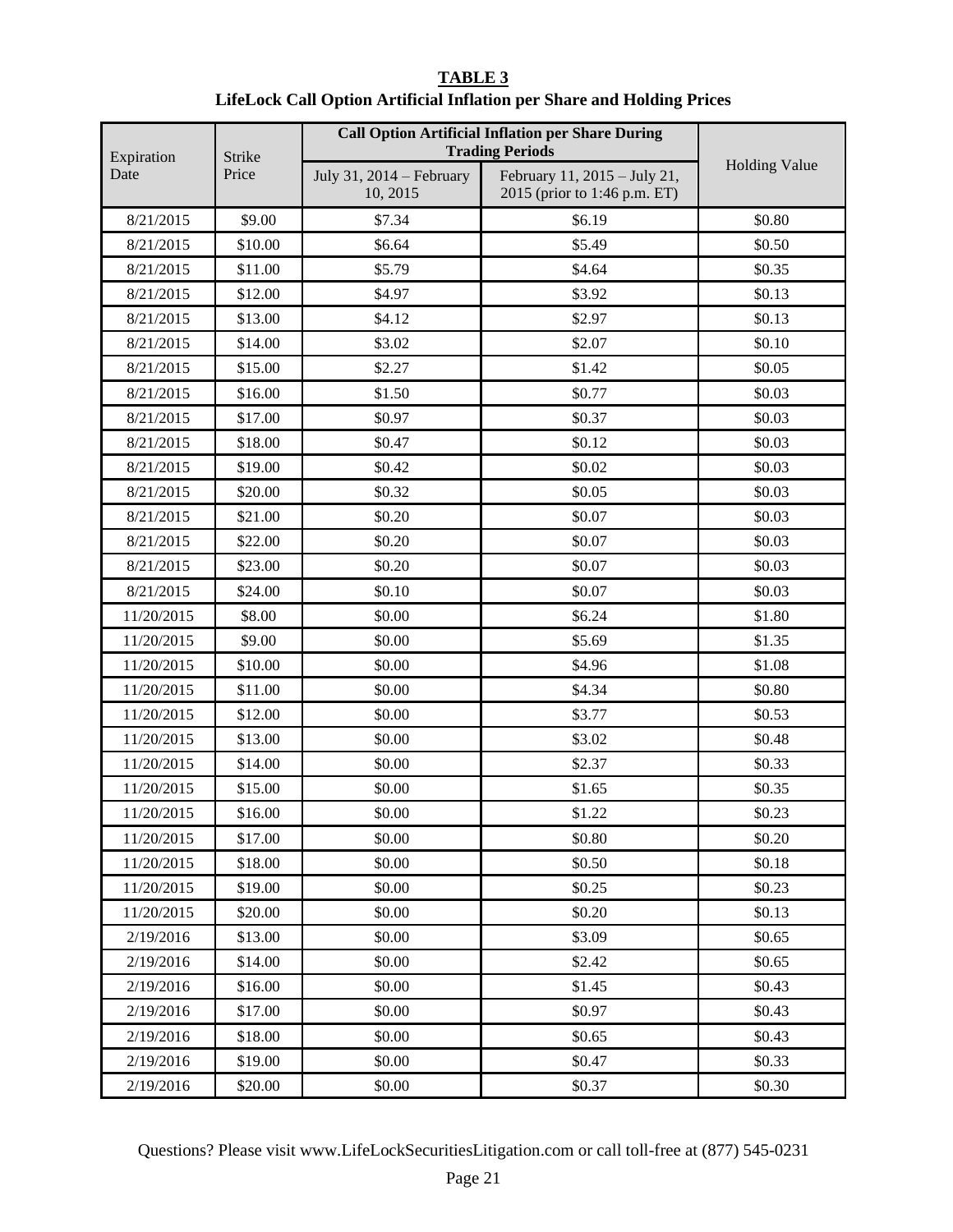**TABLE 3**
**LifeLock Call Option Artificial Inflation per Share and Holding Prices**

| Expiration Date | Strike Price | **Call Option Artificial Inflation per Share During Trading Periods** | | Holding Value |
|---|---|---|---|---|
| | | July 31, 2014 – February 10, 2015 | February 11, 2015 – July 21, 2015 (prior to 1:46 p.m. ET) | |
| 8/21/2015 | $9.00 | $7.34 | $6.19 | $0.80 |
| 8/21/2015 | $10.00 | $6.64 | $5.49 | $0.50 |
| 8/21/2015 | $11.00 | $5.79 | $4.64 | $0.35 |
| 8/21/2015 | $12.00 | $4.97 | $3.92 | $0.13 |
| 8/21/2015 | $13.00 | $4.12 | $2.97 | $0.13 |
| 8/21/2015 | $14.00 | $3.02 | $2.07 | $0.10 |
| 8/21/2015 | $15.00 | $2.27 | $1.42 | $0.05 |
| 8/21/2015 | $16.00 | $1.50 | $0.77 | $0.03 |
| 8/21/2015 | $17.00 | $0.97 | $0.37 | $0.03 |
| 8/21/2015 | $18.00 | $0.47 | $0.12 | $0.03 |
| 8/21/2015 | $19.00 | $0.42 | $0.02 | $0.03 |
| 8/21/2015 | $20.00 | $0.32 | $0.05 | $0.03 |
| 8/21/2015 | $21.00 | $0.20 | $0.07 | $0.03 |
| 8/21/2015 | $22.00 | $0.20 | $0.07 | $0.03 |
| 8/21/2015 | $23.00 | $0.20 | $0.07 | $0.03 |
| 8/21/2015 | $24.00 | $0.10 | $0.07 | $0.03 |
| 11/20/2015 | $8.00 | $0.00 | $6.24 | $1.80 |
| 11/20/2015 | $9.00 | $0.00 | $5.69 | $1.35 |
| 11/20/2015 | $10.00 | $0.00 | $4.96 | $1.08 |
| 11/20/2015 | $11.00 | $0.00 | $4.34 | $0.80 |
| 11/20/2015 | $12.00 | $0.00 | $3.77 | $0.53 |
| 11/20/2015 | $13.00 | $0.00 | $3.02 | $0.48 |
| 11/20/2015 | $14.00 | $0.00 | $2.37 | $0.33 |
| 11/20/2015 | $15.00 | $0.00 | $1.65 | $0.35 |
| 11/20/2015 | $16.00 | $0.00 | $1.22 | $0.23 |
| 11/20/2015 | $17.00 | $0.00 | $0.80 | $0.20 |
| 11/20/2015 | $18.00 | $0.00 | $0.50 | $0.18 |
| 11/20/2015 | $19.00 | $0.00 | $0.25 | $0.23 |
| 11/20/2015 | $20.00 | $0.00 | $0.20 | $0.13 |
| 2/19/2016 | $13.00 | $0.00 | $3.09 | $0.65 |
| 2/19/2016 | $14.00 | $0.00 | $2.42 | $0.65 |
| 2/19/2016 | $16.00 | $0.00 | $1.45 | $0.43 |
| 2/19/2016 | $17.00 | $0.00 | $0.97 | $0.43 |
| 2/19/2016 | $18.00 | $0.00 | $0.65 | $0.43 |
| 2/19/2016 | $19.00 | $0.00 | $0.47 | $0.33 |
| 2/19/2016 | $20.00 | $0.00 | $0.37 | $0.30 |

Questions? Please visit www.LifeLockSecuritiesLitigation.com or call toll-free at (877) 545-0231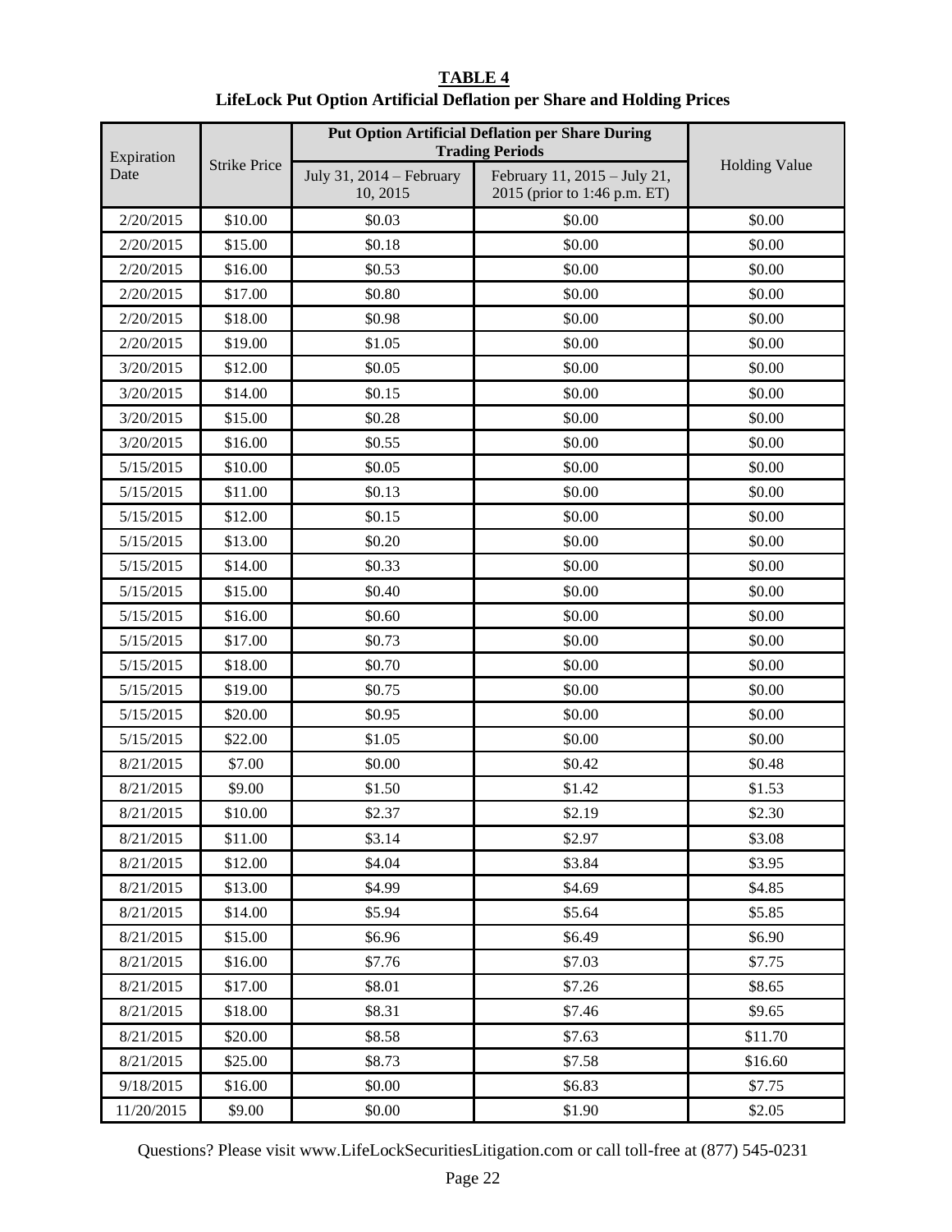**TABLE 4**

**LifeLock Put Option Artificial Deflation per Share and Holding Prices**

| Expiration Date | Strike Price | **Put Option Artificial Deflation per Share During Trading Periods** | | Holding Value |
|---|---|---|---|---|
| | | July 31, 2014 – February 10, 2015 | February 11, 2015 – July 21, 2015 (prior to 1:46 p.m. ET) | |
| 2/20/2015 | $10.00 | $0.03 | $0.00 | $0.00 |
| 2/20/2015 | $15.00 | $0.18 | $0.00 | $0.00 |
| 2/20/2015 | $16.00 | $0.53 | $0.00 | $0.00 |
| 2/20/2015 | $17.00 | $0.80 | $0.00 | $0.00 |
| 2/20/2015 | $18.00 | $0.98 | $0.00 | $0.00 |
| 2/20/2015 | $19.00 | $1.05 | $0.00 | $0.00 |
| 3/20/2015 | $12.00 | $0.05 | $0.00 | $0.00 |
| 3/20/2015 | $14.00 | $0.15 | $0.00 | $0.00 |
| 3/20/2015 | $15.00 | $0.28 | $0.00 | $0.00 |
| 3/20/2015 | $16.00 | $0.55 | $0.00 | $0.00 |
| 5/15/2015 | $10.00 | $0.05 | $0.00 | $0.00 |
| 5/15/2015 | $11.00 | $0.13 | $0.00 | $0.00 |
| 5/15/2015 | $12.00 | $0.15 | $0.00 | $0.00 |
| 5/15/2015 | $13.00 | $0.20 | $0.00 | $0.00 |
| 5/15/2015 | $14.00 | $0.33 | $0.00 | $0.00 |
| 5/15/2015 | $15.00 | $0.40 | $0.00 | $0.00 |
| 5/15/2015 | $16.00 | $0.60 | $0.00 | $0.00 |
| 5/15/2015 | $17.00 | $0.73 | $0.00 | $0.00 |
| 5/15/2015 | $18.00 | $0.70 | $0.00 | $0.00 |
| 5/15/2015 | $19.00 | $0.75 | $0.00 | $0.00 |
| 5/15/2015 | $20.00 | $0.95 | $0.00 | $0.00 |
| 5/15/2015 | $22.00 | $1.05 | $0.00 | $0.00 |
| 8/21/2015 | $7.00 | $0.00 | $0.42 | $0.48 |
| 8/21/2015 | $9.00 | $1.50 | $1.42 | $1.53 |
| 8/21/2015 | $10.00 | $2.37 | $2.19 | $2.30 |
| 8/21/2015 | $11.00 | $3.14 | $2.97 | $3.08 |
| 8/21/2015 | $12.00 | $4.04 | $3.84 | $3.95 |
| 8/21/2015 | $13.00 | $4.99 | $4.69 | $4.85 |
| 8/21/2015 | $14.00 | $5.94 | $5.64 | $5.85 |
| 8/21/2015 | $15.00 | $6.96 | $6.49 | $6.90 |
| 8/21/2015 | $16.00 | $7.76 | $7.03 | $7.75 |
| 8/21/2015 | $17.00 | $8.01 | $7.26 | $8.65 |
| 8/21/2015 | $18.00 | $8.31 | $7.46 | $9.65 |
| 8/21/2015 | $20.00 | $8.58 | $7.63 | $11.70 |
| 8/21/2015 | $25.00 | $8.73 | $7.58 | $16.60 |
| 9/18/2015 | $16.00 | $0.00 | $6.83 | $7.75 |
| 11/20/2015 | $9.00 | $0.00 | $1.90 | $2.05 |

Questions? Please visit www.LifeLockSecuritiesLitigation.com or call toll-free at (877) 545-0231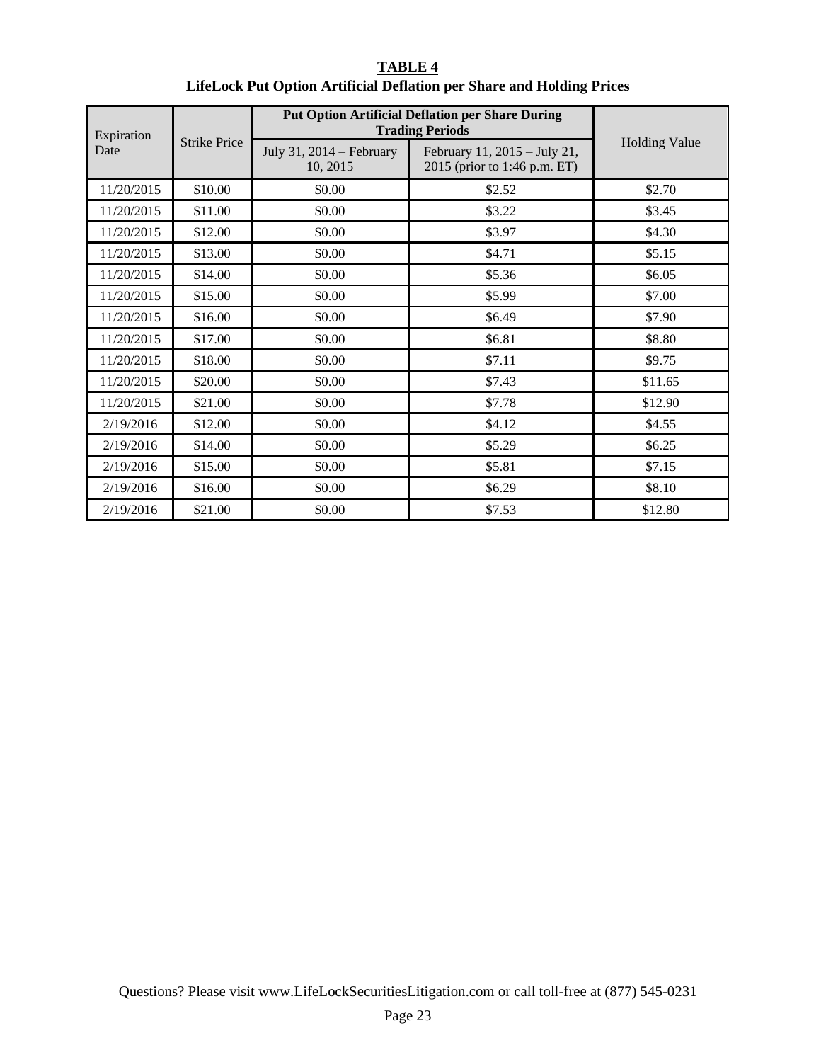**TABLE 4**

**LifeLock Put Option Artificial Deflation per Share and Holding Prices**

| Expiration Date | Strike Price | Put Option Artificial Deflation per Share During Trading Periods | | Holding Value |
|---|---|---|---|---|
| | | July 31, 2014 – February 10, 2015 | February 11, 2015 – July 21, 2015 (prior to 1:46 p.m. ET) | |
| 11/20/2015 | $10.00 | $0.00 | $2.52 | $2.70 |
| 11/20/2015 | $11.00 | $0.00 | $3.22 | $3.45 |
| 11/20/2015 | $12.00 | $0.00 | $3.97 | $4.30 |
| 11/20/2015 | $13.00 | $0.00 | $4.71 | $5.15 |
| 11/20/2015 | $14.00 | $0.00 | $5.36 | $6.05 |
| 11/20/2015 | $15.00 | $0.00 | $5.99 | $7.00 |
| 11/20/2015 | $16.00 | $0.00 | $6.49 | $7.90 |
| 11/20/2015 | $17.00 | $0.00 | $6.81 | $8.80 |
| 11/20/2015 | $18.00 | $0.00 | $7.11 | $9.75 |
| 11/20/2015 | $20.00 | $0.00 | $7.43 | $11.65 |
| 11/20/2015 | $21.00 | $0.00 | $7.78 | $12.90 |
| 2/19/2016 | $12.00 | $0.00 | $4.12 | $4.55 |
| 2/19/2016 | $14.00 | $0.00 | $5.29 | $6.25 |
| 2/19/2016 | $15.00 | $0.00 | $5.81 | $7.15 |
| 2/19/2016 | $16.00 | $0.00 | $6.29 | $8.10 |
| 2/19/2016 | $21.00 | $0.00 | $7.53 | $12.80 |